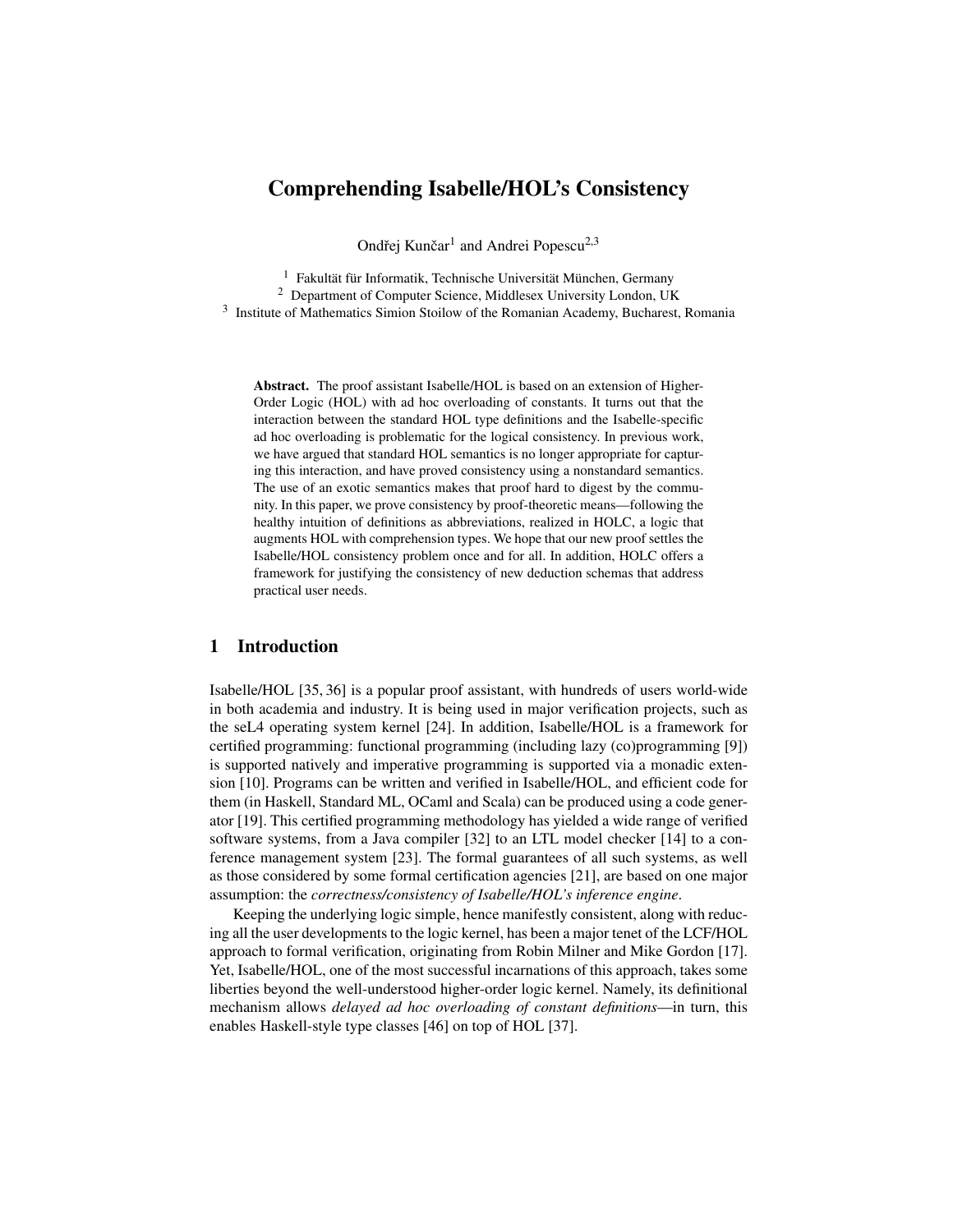# Comprehending Isabelle/HOL's Consistency

Ondřej Kunčar[1] and Andrei Popescu[2,3]

[1] Fakultät für Informatik, Technische Universität München, Germany
[2] Department of Computer Science, Middlesex University London, UK
[3] Institute of Mathematics Simion Stoilow of the Romanian Academy, Bucharest, Romania

**Abstract.** The proof assistant Isabelle/HOL is based on an extension of Higher-Order Logic (HOL) with ad hoc overloading of constants. It turns out that the interaction between the standard HOL type definitions and the Isabelle-specific ad hoc overloading is problematic for the logical consistency. In previous work, we have argued that standard HOL semantics is no longer appropriate for capturing this interaction, and have proved consistency using a nonstandard semantics. The use of an exotic semantics makes that proof hard to digest by the community. In this paper, we prove consistency by proof-theoretic means—following the healthy intuition of definitions as abbreviations, realized in HOLC, a logic that augments HOL with comprehension types. We hope that our new proof settles the Isabelle/HOL consistency problem once and for all. In addition, HOLC offers a framework for justifying the consistency of new deduction schemas that address practical user needs.

## 1 Introduction

Isabelle/HOL [35, 36] is a popular proof assistant, with hundreds of users world-wide in both academia and industry. It is being used in major verification projects, such as the seL4 operating system kernel [24]. In addition, Isabelle/HOL is a framework for certified programming: functional programming (including lazy (co)programming [9]) is supported natively and imperative programming is supported via a monadic extension [10]. Programs can be written and verified in Isabelle/HOL, and efficient code for them (in Haskell, Standard ML, OCaml and Scala) can be produced using a code generator [19]. This certified programming methodology has yielded a wide range of verified software systems, from a Java compiler [32] to an LTL model checker [14] to a conference management system [23]. The formal guarantees of all such systems, as well as those considered by some formal certification agencies [21], are based on one major assumption: the *correctness/consistency of Isabelle/HOL's inference engine*.

Keeping the underlying logic simple, hence manifestly consistent, along with reducing all the user developments to the logic kernel, has been a major tenet of the LCF/HOL approach to formal verification, originating from Robin Milner and Mike Gordon [17]. Yet, Isabelle/HOL, one of the most successful incarnations of this approach, takes some liberties beyond the well-understood higher-order logic kernel. Namely, its definitional mechanism allows *delayed ad hoc overloading of constant definitions*—in turn, this enables Haskell-style type classes [46] on top of HOL [37].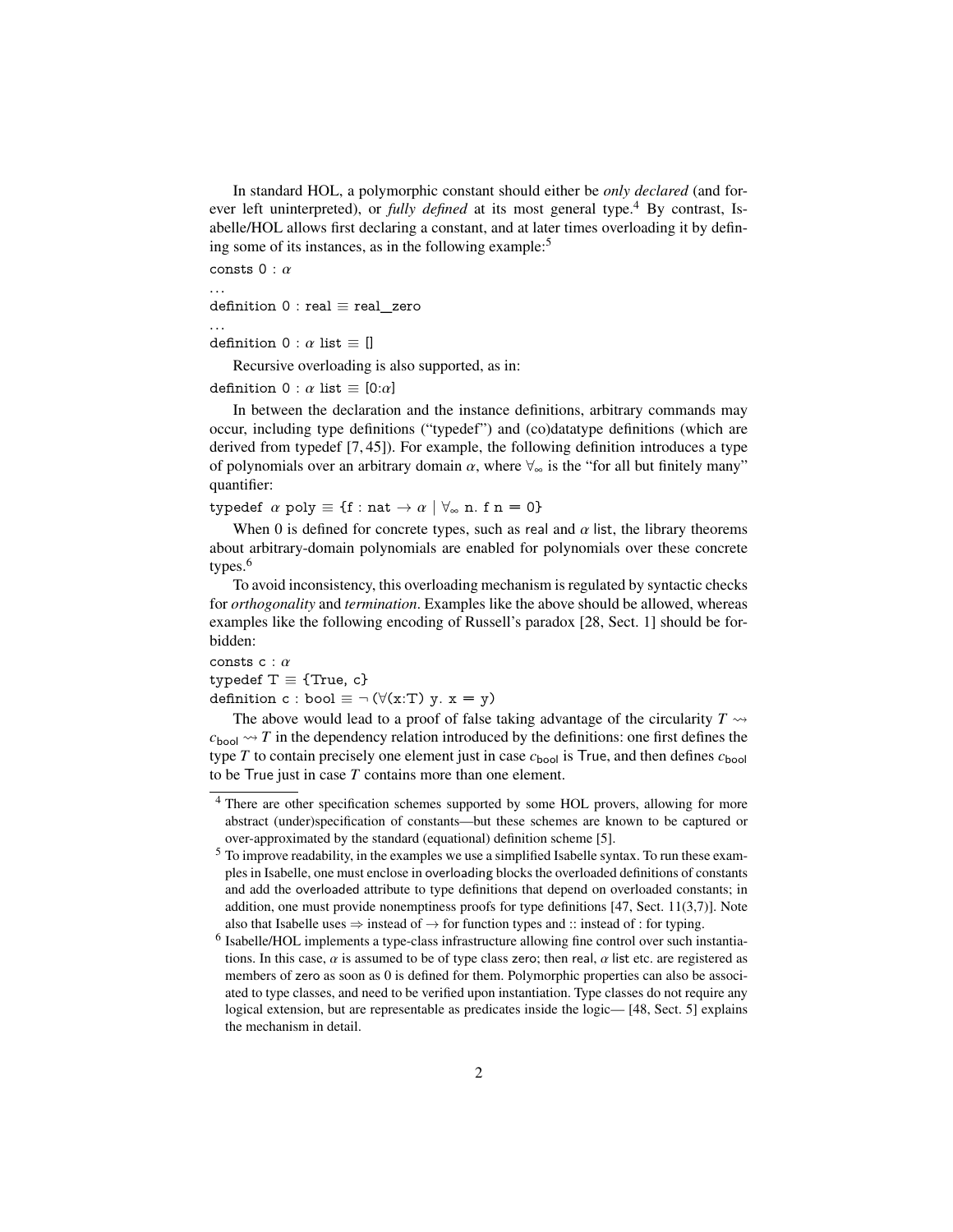In standard HOL, a polymorphic constant should either be *only declared* (and forever left uninterpreted), or *fully defined* at its most general type.[4] By contrast, Isabelle/HOL allows first declaring a constant, and at later times overloading it by defining some of its instances, as in the following example:[5]

```
consts 0 : α
...
definition 0 : real ≡ real_zero
...
definition 0 : α list ≡ []
```

Recursive overloading is also supported, as in:

```
definition 0 : α list ≡ [0:α]
```

In between the declaration and the instance definitions, arbitrary commands may occur, including type definitions ("typedef") and (co)datatype definitions (which are derived from typedef [7, 45]). For example, the following definition introduces a type of polynomials over an arbitrary domain $\alpha$, where $\forall_\infty$ is the "for all but finitely many" quantifier:

```
typedef α poly ≡ {f : nat → α | ∀∞ n. f n = 0}
```

When 0 is defined for concrete types, such as real and $\alpha$ list, the library theorems about arbitrary-domain polynomials are enabled for polynomials over these concrete types.[6]

To avoid inconsistency, this overloading mechanism is regulated by syntactic checks for *orthogonality* and *termination*. Examples like the above should be allowed, whereas examples like the following encoding of Russell's paradox [28, Sect. 1] should be forbidden:

```
consts c : α
typedef T ≡ {True, c}
definition c : bool ≡ ¬ (∀(x:T) y. x = y)
```

The above would lead to a proof of false taking advantage of the circularity $T \rightsquigarrow c_{\mathsf{bool}} \rightsquigarrow T$ in the dependency relation introduced by the definitions: one first defines the type $T$ to contain precisely one element just in case $c_{\mathsf{bool}}$ is True, and then defines $c_{\mathsf{bool}}$ to be True just in case $T$ contains more than one element.

---

[4] There are other specification schemes supported by some HOL provers, allowing for more abstract (under)specification of constants—but these schemes are known to be captured or over-approximated by the standard (equational) definition scheme [5].

[5] To improve readability, in the examples we use a simplified Isabelle syntax. To run these examples in Isabelle, one must enclose in overloading blocks the overloaded definitions of constants and add the overloaded attribute to type definitions that depend on overloaded constants; in addition, one must provide nonemptiness proofs for type definitions [47, Sect. 11(3,7)]. Note also that Isabelle uses $\Rightarrow$ instead of $\rightarrow$ for function types and :: instead of : for typing.

[6] Isabelle/HOL implements a type-class infrastructure allowing fine control over such instantiations. In this case, $\alpha$ is assumed to be of type class zero; then real, $\alpha$ list etc. are registered as members of zero as soon as 0 is defined for them. Polymorphic properties can also be associated to type classes, and need to be verified upon instantiation. Type classes do not require any logical extension, but are representable as predicates inside the logic— [48, Sect. 5] explains the mechanism in detail.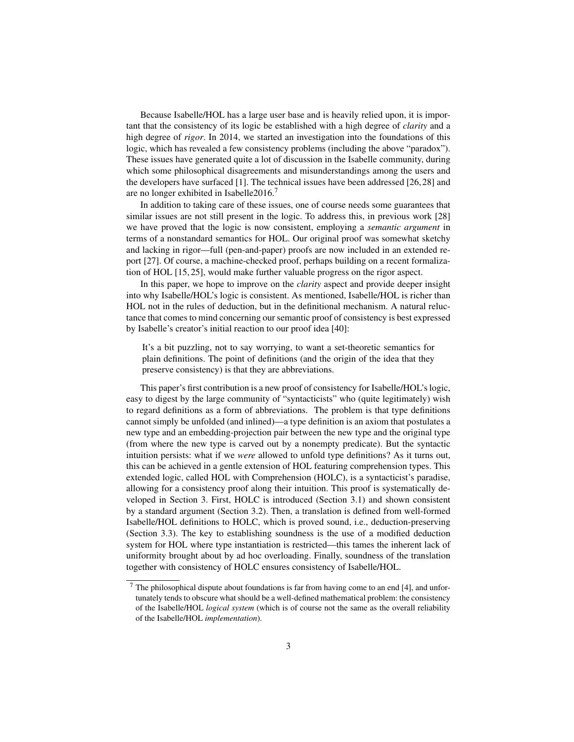Because Isabelle/HOL has a large user base and is heavily relied upon, it is important that the consistency of its logic be established with a high degree of *clarity* and a high degree of *rigor*. In 2014, we started an investigation into the foundations of this logic, which has revealed a few consistency problems (including the above "paradox"). These issues have generated quite a lot of discussion in the Isabelle community, during which some philosophical disagreements and misunderstandings among the users and the developers have surfaced [1]. The technical issues have been addressed [26, 28] and are no longer exhibited in Isabelle2016.[7]

In addition to taking care of these issues, one of course needs some guarantees that similar issues are not still present in the logic. To address this, in previous work [28] we have proved that the logic is now consistent, employing a *semantic argument* in terms of a nonstandard semantics for HOL. Our original proof was somewhat sketchy and lacking in rigor—full (pen-and-paper) proofs are now included in an extended report [27]. Of course, a machine-checked proof, perhaps building on a recent formalization of HOL [15, 25], would make further valuable progress on the rigor aspect.

In this paper, we hope to improve on the *clarity* aspect and provide deeper insight into why Isabelle/HOL's logic is consistent. As mentioned, Isabelle/HOL is richer than HOL not in the rules of deduction, but in the definitional mechanism. A natural reluctance that comes to mind concerning our semantic proof of consistency is best expressed by Isabelle's creator's initial reaction to our proof idea [40]:

> It's a bit puzzling, not to say worrying, to want a set-theoretic semantics for plain definitions. The point of definitions (and the origin of the idea that they preserve consistency) is that they are abbreviations.

This paper's first contribution is a new proof of consistency for Isabelle/HOL's logic, easy to digest by the large community of "syntacticists" who (quite legitimately) wish to regard definitions as a form of abbreviations. The problem is that type definitions cannot simply be unfolded (and inlined)—a type definition is an axiom that postulates a new type and an embedding-projection pair between the new type and the original type (from where the new type is carved out by a nonempty predicate). But the syntactic intuition persists: what if we *were* allowed to unfold type definitions? As it turns out, this can be achieved in a gentle extension of HOL featuring comprehension types. This extended logic, called HOL with Comprehension (HOLC), is a syntacticist's paradise, allowing for a consistency proof along their intuition. This proof is systematically developed in Section 3. First, HOLC is introduced (Section 3.1) and shown consistent by a standard argument (Section 3.2). Then, a translation is defined from well-formed Isabelle/HOL definitions to HOLC, which is proved sound, i.e., deduction-preserving (Section 3.3). The key to establishing soundness is the use of a modified deduction system for HOL where type instantiation is restricted—this tames the inherent lack of uniformity brought about by ad hoc overloading. Finally, soundness of the translation together with consistency of HOLC ensures consistency of Isabelle/HOL.

---

[7] The philosophical dispute about foundations is far from having come to an end [4], and unfortunately tends to obscure what should be a well-defined mathematical problem: the consistency of the Isabelle/HOL *logical system* (which is of course not the same as the overall reliability of the Isabelle/HOL *implementation*).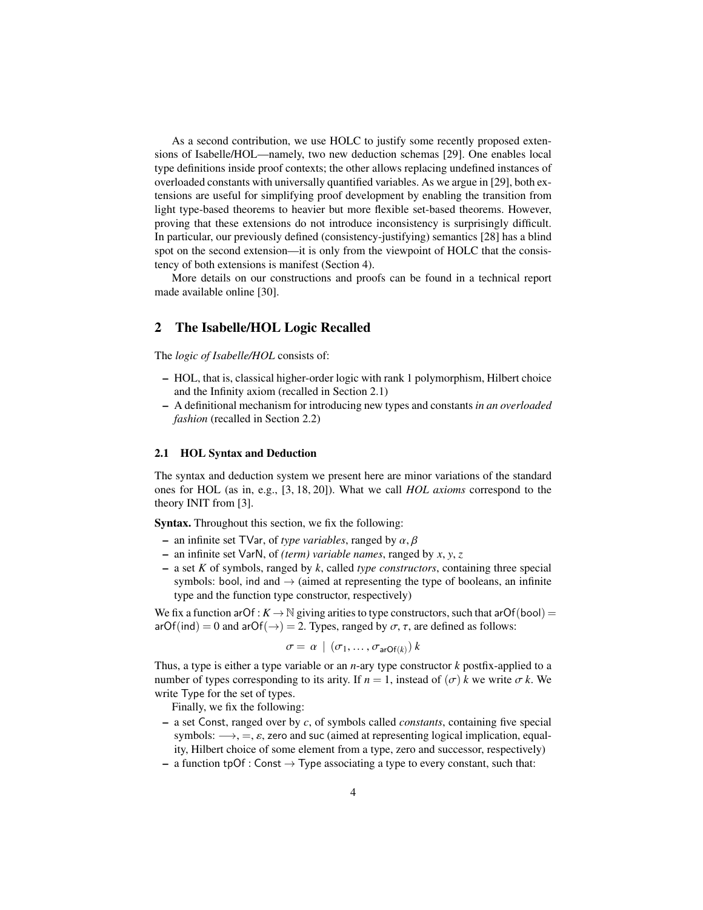As a second contribution, we use HOLC to justify some recently proposed extensions of Isabelle/HOL—namely, two new deduction schemas [29]. One enables local type definitions inside proof contexts; the other allows replacing undefined instances of overloaded constants with universally quantified variables. As we argue in [29], both extensions are useful for simplifying proof development by enabling the transition from light type-based theorems to heavier but more flexible set-based theorems. However, proving that these extensions do not introduce inconsistency is surprisingly difficult. In particular, our previously defined (consistency-justifying) semantics [28] has a blind spot on the second extension—it is only from the viewpoint of HOLC that the consistency of both extensions is manifest (Section 4).

More details on our constructions and proofs can be found in a technical report made available online [30].

## 2 The Isabelle/HOL Logic Recalled

The *logic of Isabelle/HOL* consists of:

- HOL, that is, classical higher-order logic with rank 1 polymorphism, Hilbert choice and the Infinity axiom (recalled in Section 2.1)
- A definitional mechanism for introducing new types and constants *in an overloaded fashion* (recalled in Section 2.2)

### 2.1 HOL Syntax and Deduction

The syntax and deduction system we present here are minor variations of the standard ones for HOL (as in, e.g., [3, 18, 20]). What we call *HOL axioms* correspond to the theory INIT from [3].

**Syntax.** Throughout this section, we fix the following:

- an infinite set $\mathsf{TVar}$, of *type variables*, ranged by $\alpha, \beta$
- an infinite set $\mathsf{VarN}$, of *(term) variable names*, ranged by $x, y, z$
- a set $K$ of symbols, ranged by $k$, called *type constructors*, containing three special symbols: $\mathsf{bool}$, $\mathsf{ind}$ and $\rightarrow$ (aimed at representing the type of booleans, an infinite type and the function type constructor, respectively)

We fix a function $\mathsf{arOf} : K \rightarrow \mathbb{N}$ giving arities to type constructors, such that $\mathsf{arOf}(\mathsf{bool}) = \mathsf{arOf}(\mathsf{ind}) = 0$ and $\mathsf{arOf}(\rightarrow) = 2$. Types, ranged by $\sigma, \tau$, are defined as follows:

$$\sigma = \alpha \mid (\sigma_1, \ldots, \sigma_{\mathsf{arOf}(k)})\, k$$

Thus, a type is either a type variable or an $n$-ary type constructor $k$ postfix-applied to a number of types corresponding to its arity. If $n = 1$, instead of $(\sigma)\, k$ we write $\sigma\, k$. We write $\mathsf{Type}$ for the set of types.

Finally, we fix the following:

- a set $\mathsf{Const}$, ranged over by $c$, of symbols called *constants*, containing five special symbols: $\longrightarrow$, $=$, $\varepsilon$, $\mathsf{zero}$ and $\mathsf{suc}$ (aimed at representing logical implication, equality, Hilbert choice of some element from a type, zero and successor, respectively)
- a function $\mathsf{tpOf} : \mathsf{Const} \rightarrow \mathsf{Type}$ associating a type to every constant, such that: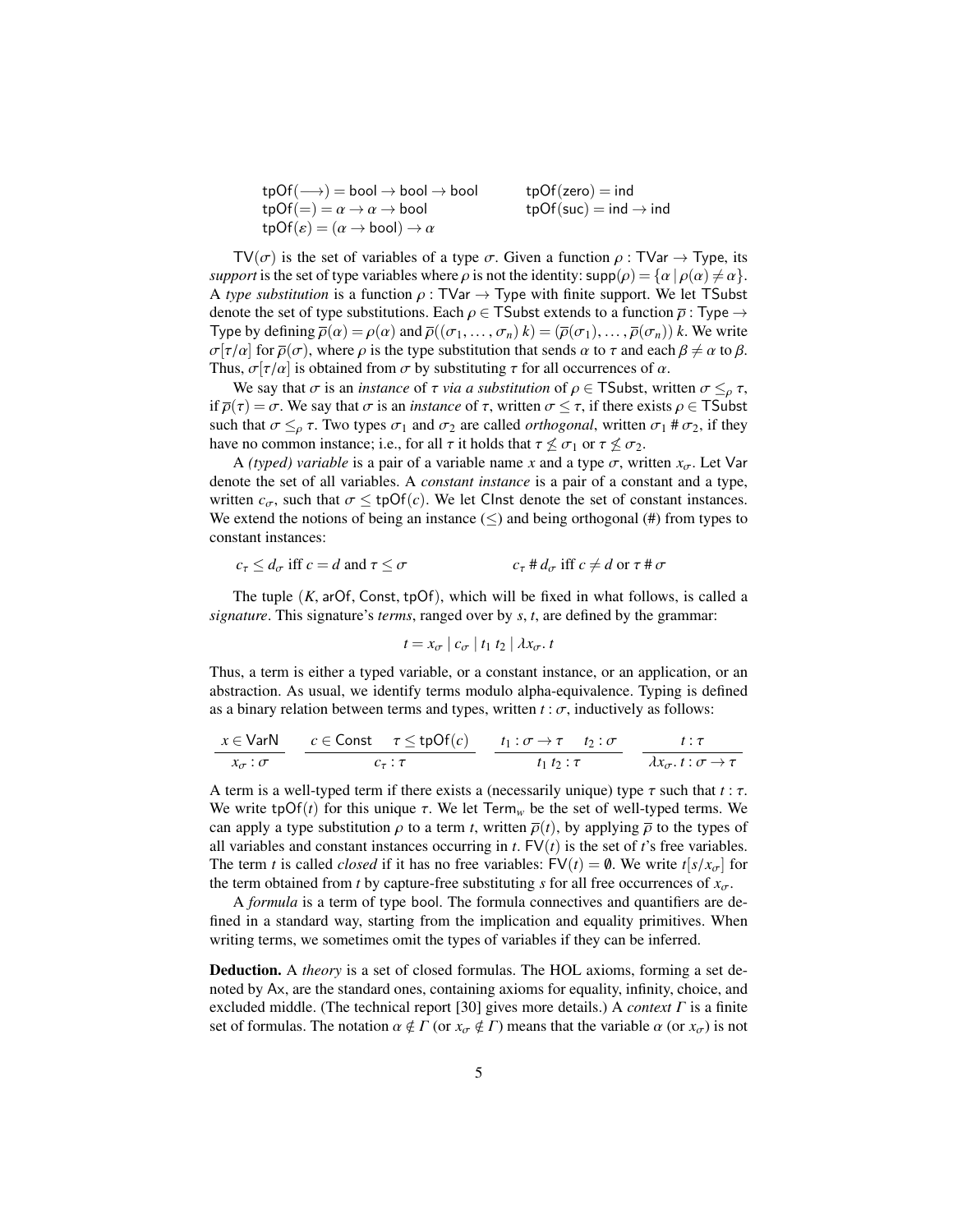$$\mathsf{tpOf}(\longrightarrow) = \mathsf{bool} \to \mathsf{bool} \to \mathsf{bool} \qquad \mathsf{tpOf}(\mathsf{zero}) = \mathsf{ind}$$
$$\mathsf{tpOf}(=) = \alpha \to \alpha \to \mathsf{bool} \qquad \mathsf{tpOf}(\mathsf{suc}) = \mathsf{ind} \to \mathsf{ind}$$
$$\mathsf{tpOf}(\varepsilon) = (\alpha \to \mathsf{bool}) \to \alpha$$

$\mathsf{TV}(\sigma)$ is the set of variables of a type $\sigma$. Given a function $\rho : \mathsf{TVar} \to \mathsf{Type}$, its *support* is the set of type variables where $\rho$ is not the identity: $\mathsf{supp}(\rho) = \{\alpha \mid \rho(\alpha) \neq \alpha\}$. A *type substitution* is a function $\rho : \mathsf{TVar} \to \mathsf{Type}$ with finite support. We let $\mathsf{TSubst}$ denote the set of type substitutions. Each $\rho \in \mathsf{TSubst}$ extends to a function $\overline{\rho} : \mathsf{Type} \to \mathsf{Type}$ by defining $\overline{\rho}(\alpha) = \rho(\alpha)$ and $\overline{\rho}((\sigma_1, \ldots, \sigma_n)\ k) = (\overline{\rho}(\sigma_1), \ldots, \overline{\rho}(\sigma_n))\ k$. We write $\sigma[\tau/\alpha]$ for $\overline{\rho}(\sigma)$, where $\rho$ is the type substitution that sends $\alpha$ to $\tau$ and each $\beta \neq \alpha$ to $\beta$. Thus, $\sigma[\tau/\alpha]$ is obtained from $\sigma$ by substituting $\tau$ for all occurrences of $\alpha$.

We say that $\sigma$ is an *instance* of $\tau$ *via a substitution* of $\rho \in \mathsf{TSubst}$, written $\sigma \leq_\rho \tau$, if $\overline{\rho}(\tau) = \sigma$. We say that $\sigma$ is an *instance* of $\tau$, written $\sigma \leq \tau$, if there exists $\rho \in \mathsf{TSubst}$ such that $\sigma \leq_\rho \tau$. Two types $\sigma_1$ and $\sigma_2$ are called *orthogonal*, written $\sigma_1 \# \sigma_2$, if they have no common instance; i.e., for all $\tau$ it holds that $\tau \not\leq \sigma_1$ or $\tau \not\leq \sigma_2$.

A *(typed) variable* is a pair of a variable name $x$ and a type $\sigma$, written $x_\sigma$. Let $\mathsf{Var}$ denote the set of all variables. A *constant instance* is a pair of a constant and a type, written $c_\sigma$, such that $\sigma \leq \mathsf{tpOf}(c)$. We let $\mathsf{CInst}$ denote the set of constant instances. We extend the notions of being an instance ($\leq$) and being orthogonal (#) from types to constant instances:

$$c_\tau \leq d_\sigma \text{ iff } c = d \text{ and } \tau \leq \sigma \qquad\qquad c_\tau \# d_\sigma \text{ iff } c \neq d \text{ or } \tau \# \sigma$$

The tuple $(K, \mathsf{arOf}, \mathsf{Const}, \mathsf{tpOf})$, which will be fixed in what follows, is called a *signature*. This signature's *terms*, ranged over by $s$, $t$, are defined by the grammar:

$$t = x_\sigma \mid c_\sigma \mid t_1\ t_2 \mid \lambda x_\sigma.\ t$$

Thus, a term is either a typed variable, or a constant instance, or an application, or an abstraction. As usual, we identify terms modulo alpha-equivalence. Typing is defined as a binary relation between terms and types, written $t : \sigma$, inductively as follows:

$$\frac{x \in \mathsf{VarN}}{x_\sigma : \sigma} \qquad \frac{c \in \mathsf{Const} \quad \tau \leq \mathsf{tpOf}(c)}{c_\tau : \tau} \qquad \frac{t_1 : \sigma \to \tau \quad t_2 : \sigma}{t_1\ t_2 : \tau} \qquad \frac{t : \tau}{\lambda x_\sigma.\ t : \sigma \to \tau}$$

A term is a well-typed term if there exists a (necessarily unique) type $\tau$ such that $t : \tau$. We write $\mathsf{tpOf}(t)$ for this unique $\tau$. We let $\mathsf{Term}_w$ be the set of well-typed terms. We can apply a type substitution $\rho$ to a term $t$, written $\overline{\rho}(t)$, by applying $\overline{\rho}$ to the types of all variables and constant instances occurring in $t$. $\mathsf{FV}(t)$ is the set of $t$'s free variables. The term $t$ is called *closed* if it has no free variables: $\mathsf{FV}(t) = \emptyset$. We write $t[s/x_\sigma]$ for the term obtained from $t$ by capture-free substituting $s$ for all free occurrences of $x_\sigma$.

A *formula* is a term of type bool. The formula connectives and quantifiers are defined in a standard way, starting from the implication and equality primitives. When writing terms, we sometimes omit the types of variables if they can be inferred.

**Deduction.** A *theory* is a set of closed formulas. The HOL axioms, forming a set denoted by $\mathsf{Ax}$, are the standard ones, containing axioms for equality, infinity, choice, and excluded middle. (The technical report [30] gives more details.) A *context* $\Gamma$ is a finite set of formulas. The notation $\alpha \notin \Gamma$ (or $x_\sigma \notin \Gamma$) means that the variable $\alpha$ (or $x_\sigma$) is not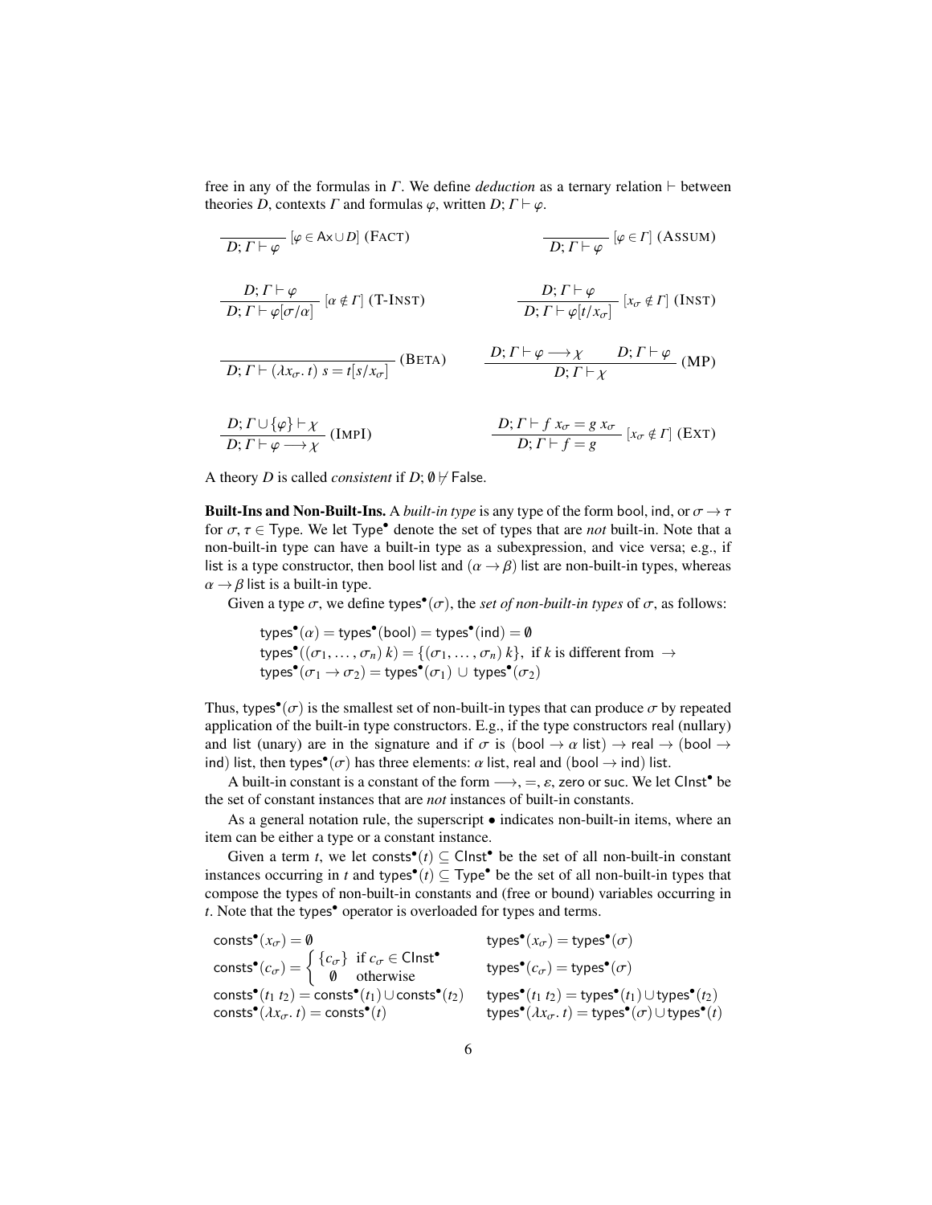free in any of the formulas in $\Gamma$. We define *deduction* as a ternary relation $\vdash$ between theories $D$, contexts $\Gamma$ and formulas $\varphi$, written $D;\Gamma \vdash \varphi$.

$$\frac{}{D;\Gamma \vdash \varphi}\ [\varphi \in \mathsf{Ax} \cup D]\ (\textsc{Fact}) \qquad\qquad \frac{}{D;\Gamma \vdash \varphi}\ [\varphi \in \Gamma]\ (\textsc{Assum})$$

$$\frac{D;\Gamma \vdash \varphi}{D;\Gamma \vdash \varphi[\sigma/\alpha]}\ [\alpha \notin \Gamma]\ (\textsc{T-Inst}) \qquad\qquad \frac{D;\Gamma \vdash \varphi}{D;\Gamma \vdash \varphi[t/x_\sigma]}\ [x_\sigma \notin \Gamma]\ (\textsc{Inst})$$

$$\frac{}{D;\Gamma \vdash (\lambda x_\sigma.\, t)\ s = t[s/x_\sigma]}\ (\textsc{Beta}) \qquad\qquad \frac{D;\Gamma \vdash \varphi \longrightarrow \chi \qquad D;\Gamma \vdash \varphi}{D;\Gamma \vdash \chi}\ (\textsc{MP})$$

$$\frac{D;\Gamma \cup \{\varphi\} \vdash \chi}{D;\Gamma \vdash \varphi \longrightarrow \chi}\ (\textsc{ImpI}) \qquad\qquad \frac{D;\Gamma \vdash f\ x_\sigma = g\ x_\sigma}{D;\Gamma \vdash f = g}\ [x_\sigma \notin \Gamma]\ (\textsc{Ext})$$

A theory $D$ is called *consistent* if $D;\emptyset \not\vdash \mathsf{False}$.

**Built-Ins and Non-Built-Ins.** A *built-in type* is any type of the form bool, ind, or $\sigma \to \tau$ for $\sigma, \tau \in \mathsf{Type}$. We let $\mathsf{Type}^\bullet$ denote the set of types that are *not* built-in. Note that a non-built-in type can have a built-in type as a subexpression, and vice versa; e.g., if list is a type constructor, then bool list and $(\alpha \to \beta)$ list are non-built-in types, whereas $\alpha \to \beta$ list is a built-in type.

Given a type $\sigma$, we define $\mathsf{types}^\bullet(\sigma)$, the *set of non-built-in types* of $\sigma$, as follows:

$$\begin{aligned}
&\mathsf{types}^\bullet(\alpha) = \mathsf{types}^\bullet(\mathsf{bool}) = \mathsf{types}^\bullet(\mathsf{ind}) = \emptyset\\
&\mathsf{types}^\bullet((\sigma_1,\ldots,\sigma_n)\ k) = \{(\sigma_1,\ldots,\sigma_n)\ k\},\ \text{ if } k \text{ is different from } \to\\
&\mathsf{types}^\bullet(\sigma_1 \to \sigma_2) = \mathsf{types}^\bullet(\sigma_1) \cup \mathsf{types}^\bullet(\sigma_2)
\end{aligned}$$

Thus, $\mathsf{types}^\bullet(\sigma)$ is the smallest set of non-built-in types that can produce $\sigma$ by repeated application of the built-in type constructors. E.g., if the type constructors real (nullary) and list (unary) are in the signature and if $\sigma$ is $(\mathsf{bool} \to \alpha\ \mathsf{list}) \to \mathsf{real} \to (\mathsf{bool} \to \mathsf{ind})\ \mathsf{list}$, then $\mathsf{types}^\bullet(\sigma)$ has three elements: $\alpha$ list, real and $(\mathsf{bool} \to \mathsf{ind})$ list.

A built-in constant is a constant of the form $\longrightarrow$, $=$, $\varepsilon$, zero or suc. We let $\mathsf{CInst}^\bullet$ be the set of constant instances that are *not* instances of built-in constants.

As a general notation rule, the superscript $\bullet$ indicates non-built-in items, where an item can be either a type or a constant instance.

Given a term $t$, we let $\mathsf{consts}^\bullet(t) \subseteq \mathsf{CInst}^\bullet$ be the set of all non-built-in constant instances occurring in $t$ and $\mathsf{types}^\bullet(t) \subseteq \mathsf{Type}^\bullet$ be the set of all non-built-in types that compose the types of non-built-in constants and (free or bound) variables occurring in $t$. Note that the $\mathsf{types}^\bullet$ operator is overloaded for types and terms.

$$\begin{aligned}
&\mathsf{consts}^\bullet(x_\sigma) = \emptyset && \mathsf{types}^\bullet(x_\sigma) = \mathsf{types}^\bullet(\sigma)\\
&\mathsf{consts}^\bullet(c_\sigma) = \begin{cases} \{c_\sigma\} & \text{if } c_\sigma \in \mathsf{CInst}^\bullet\\ \emptyset & \text{otherwise}\end{cases} && \mathsf{types}^\bullet(c_\sigma) = \mathsf{types}^\bullet(\sigma)\\
&\mathsf{consts}^\bullet(t_1\ t_2) = \mathsf{consts}^\bullet(t_1) \cup \mathsf{consts}^\bullet(t_2) && \mathsf{types}^\bullet(t_1\ t_2) = \mathsf{types}^\bullet(t_1) \cup \mathsf{types}^\bullet(t_2)\\
&\mathsf{consts}^\bullet(\lambda x_\sigma.\, t) = \mathsf{consts}^\bullet(t) && \mathsf{types}^\bullet(\lambda x_\sigma.\, t) = \mathsf{types}^\bullet(\sigma) \cup \mathsf{types}^\bullet(t)
\end{aligned}$$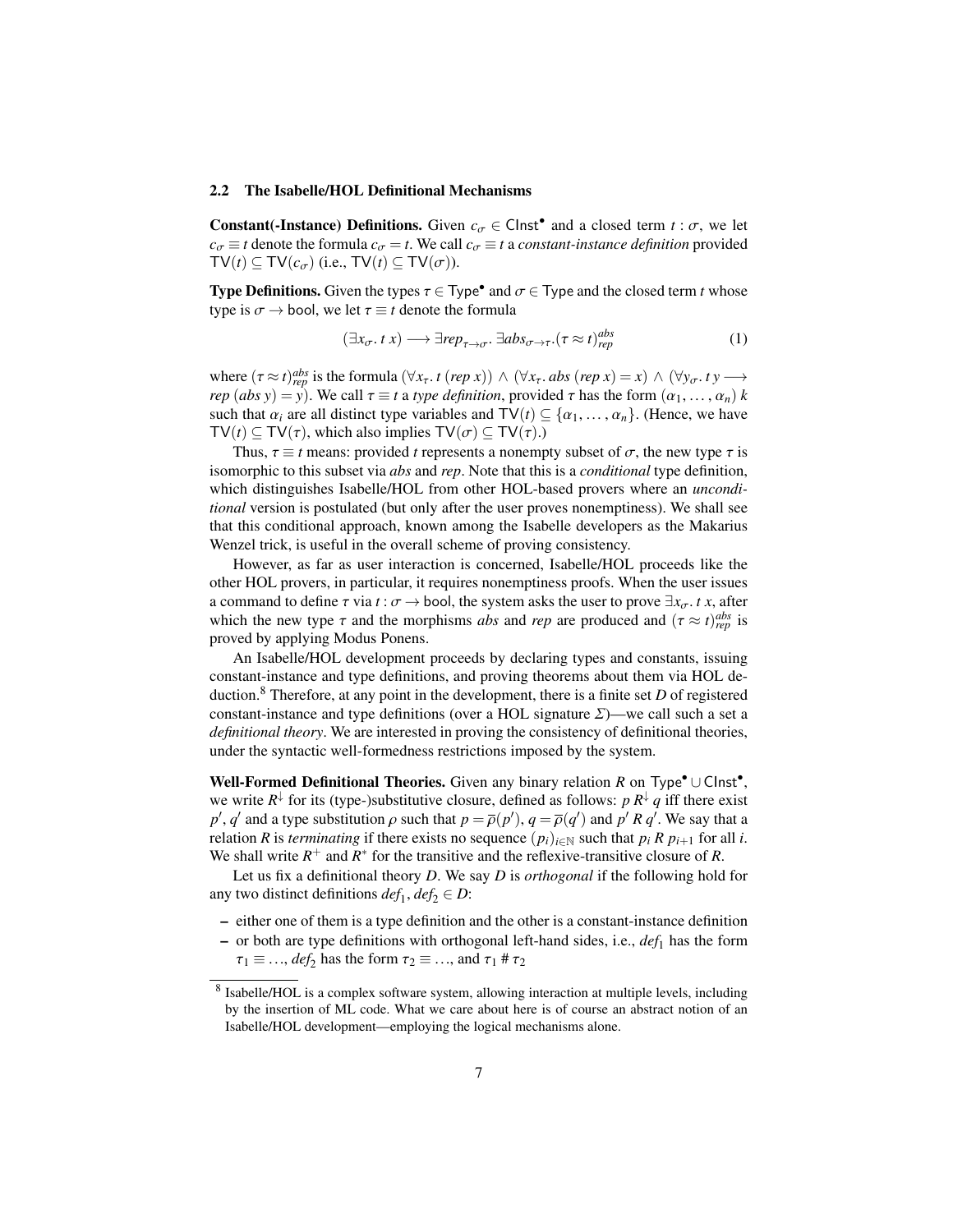### 2.2 The Isabelle/HOL Definitional Mechanisms

**Constant(-Instance) Definitions.** Given $c_\sigma \in \mathsf{CInst}^\bullet$ and a closed term $t : \sigma$, we let $c_\sigma \equiv t$ denote the formula $c_\sigma = t$. We call $c_\sigma \equiv t$ a *constant-instance definition* provided $\mathsf{TV}(t) \subseteq \mathsf{TV}(c_\sigma)$ (i.e., $\mathsf{TV}(t) \subseteq \mathsf{TV}(\sigma)$).

**Type Definitions.** Given the types $\tau \in \mathsf{Type}^\bullet$ and $\sigma \in \mathsf{Type}$ and the closed term $t$ whose type is $\sigma \to \mathsf{bool}$, we let $\tau \equiv t$ denote the formula

$$(\exists x_\sigma.\, t\ x) \longrightarrow \exists rep_{\tau \to \sigma}.\, \exists abs_{\sigma \to \tau}.(\tau \approx t)^{abs}_{rep} \tag{1}$$

where $(\tau \approx t)^{abs}_{rep}$ is the formula $(\forall x_\tau.\, t\ (rep\ x)) \wedge (\forall x_\tau.\, abs\ (rep\ x) = x) \wedge (\forall y_\sigma.\, t\ y \longrightarrow rep\ (abs\ y) = y)$. We call $\tau \equiv t$ a *type definition*, provided $\tau$ has the form $(\alpha_1, \ldots, \alpha_n)\ k$ such that $\alpha_i$ are all distinct type variables and $\mathsf{TV}(t) \subseteq \{\alpha_1, \ldots, \alpha_n\}$. (Hence, we have $\mathsf{TV}(t) \subseteq \mathsf{TV}(\tau)$, which also implies $\mathsf{TV}(\sigma) \subseteq \mathsf{TV}(\tau)$.)

Thus, $\tau \equiv t$ means: provided $t$ represents a nonempty subset of $\sigma$, the new type $\tau$ is isomorphic to this subset via *abs* and *rep*. Note that this is a *conditional* type definition, which distinguishes Isabelle/HOL from other HOL-based provers where an *unconditional* version is postulated (but only after the user proves nonemptiness). We shall see that this conditional approach, known among the Isabelle developers as the Makarius Wenzel trick, is useful in the overall scheme of proving consistency.

However, as far as user interaction is concerned, Isabelle/HOL proceeds like the other HOL provers, in particular, it requires nonemptiness proofs. When the user issues a command to define $\tau$ via $t : \sigma \to \mathsf{bool}$, the system asks the user to prove $\exists x_\sigma.\, t\ x$, after which the new type $\tau$ and the morphisms *abs* and *rep* are produced and $(\tau \approx t)^{abs}_{rep}$ is proved by applying Modus Ponens.

An Isabelle/HOL development proceeds by declaring types and constants, issuing constant-instance and type definitions, and proving theorems about them via HOL deduction.[8] Therefore, at any point in the development, there is a finite set $D$ of registered constant-instance and type definitions (over a HOL signature $\Sigma$)—we call such a set a *definitional theory*. We are interested in proving the consistency of definitional theories, under the syntactic well-formedness restrictions imposed by the system.

**Well-Formed Definitional Theories.** Given any binary relation $R$ on $\mathsf{Type}^\bullet \cup \mathsf{CInst}^\bullet$, we write $R^\downarrow$ for its (type-)substitutive closure, defined as follows: $p\ R^\downarrow\ q$ iff there exist $p'$, $q'$ and a type substitution $\rho$ such that $p = \overline{\rho}(p')$, $q = \overline{\rho}(q')$ and $p'\ R\ q'$. We say that a relation $R$ is *terminating* if there exists no sequence $(p_i)_{i \in \mathbb{N}}$ such that $p_i\ R\ p_{i+1}$ for all $i$. We shall write $R^+$ and $R^*$ for the transitive and the reflexive-transitive closure of $R$.

Let us fix a definitional theory $D$. We say $D$ is *orthogonal* if the following hold for any two distinct definitions $def_1, def_2 \in D$:

– either one of them is a type definition and the other is a constant-instance definition
– or both are type definitions with orthogonal left-hand sides, i.e., $def_1$ has the form $\tau_1 \equiv \ldots$, $def_2$ has the form $\tau_2 \equiv \ldots$, and $\tau_1 \# \tau_2$

[8] Isabelle/HOL is a complex software system, allowing interaction at multiple levels, including by the insertion of ML code. What we care about here is of course an abstract notion of an Isabelle/HOL development—employing the logical mechanisms alone.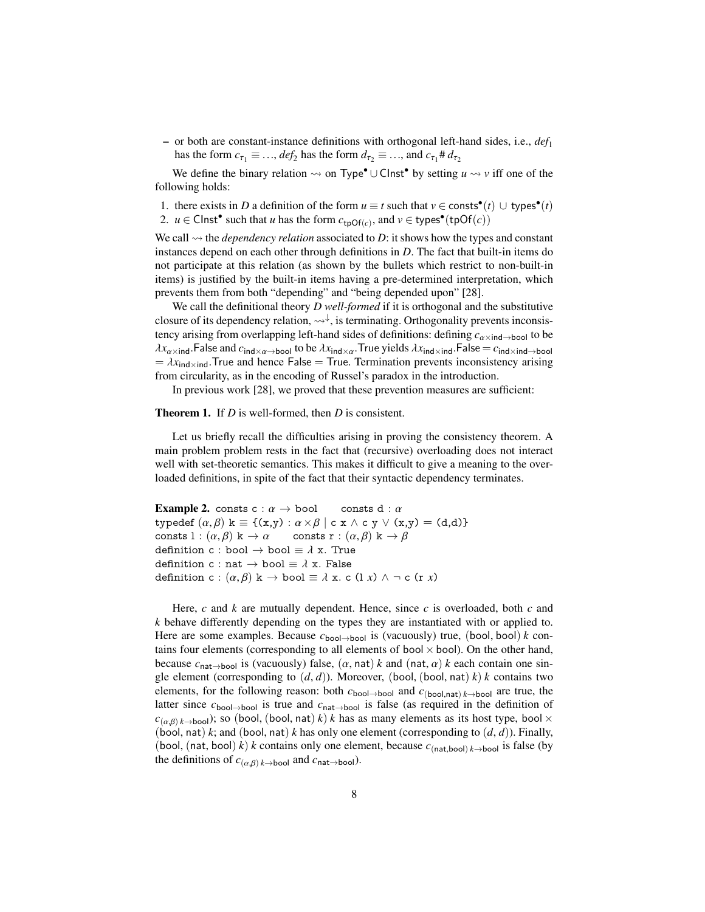– or both are constant-instance definitions with orthogonal left-hand sides, i.e., $def_1$ has the form $c_{\tau_1} \equiv \ldots$, $def_2$ has the form $d_{\tau_2} \equiv \ldots$, and $c_{\tau_1} \# d_{\tau_2}$

We define the binary relation $\rightsquigarrow$ on $\mathsf{Type}^\bullet \cup \mathsf{CInst}^\bullet$ by setting $u \rightsquigarrow v$ iff one of the following holds:

1. there exists in $D$ a definition of the form $u \equiv t$ such that $v \in \mathsf{consts}^\bullet(t) \cup \mathsf{types}^\bullet(t)$
2. $u \in \mathsf{CInst}^\bullet$ such that $u$ has the form $c_{\mathsf{tpOf}(c)}$, and $v \in \mathsf{types}^\bullet(\mathsf{tpOf}(c))$

We call $\rightsquigarrow$ the *dependency relation* associated to $D$: it shows how the types and constant instances depend on each other through definitions in $D$. The fact that built-in items do not participate at this relation (as shown by the bullets which restrict to non-built-in items) is justified by the built-in items having a pre-determined interpretation, which prevents them from both "depending" and "being depended upon" [28].

We call the definitional theory $D$ *well-formed* if it is orthogonal and the substitutive closure of its dependency relation, $\rightsquigarrow^{\downarrow}$, is terminating. Orthogonality prevents inconsistency arising from overlapping left-hand sides of definitions: defining $c_{\alpha\times\mathsf{ind}\to\mathsf{bool}}$ to be $\lambda x_{\alpha\times\mathsf{ind}}.\mathsf{False}$ and $c_{\mathsf{ind}\times\alpha\to\mathsf{bool}}$ to be $\lambda x_{\mathsf{ind}\times\alpha}.\mathsf{True}$ yields $\lambda x_{\mathsf{ind}\times\mathsf{ind}}.\mathsf{False} = c_{\mathsf{ind}\times\mathsf{ind}\to\mathsf{bool}} = \lambda x_{\mathsf{ind}\times\mathsf{ind}}.\mathsf{True}$ and hence $\mathsf{False} = \mathsf{True}$. Termination prevents inconsistency arising from circularity, as in the encoding of Russel's paradox in the introduction.

In previous work [28], we proved that these prevention measures are sufficient:

**Theorem 1.** If $D$ is well-formed, then $D$ is consistent.

Let us briefly recall the difficulties arising in proving the consistency theorem. A main problem problem rests in the fact that (recursive) overloading does not interact well with set-theoretic semantics. This makes it difficult to give a meaning to the overloaded definitions, in spite of the fact that their syntactic dependency terminates.

**Example 2.**
```
consts c : α → bool      consts d : α
typedef (α,β) k ≡ {(x,y) : α×β | c x ∧ c y ∨ (x,y) = (d,d)}
consts l : (α,β) k → α      consts r : (α,β) k → β
definition c : bool → bool ≡ λ x. True
definition c : nat → bool ≡ λ x. False
definition c : (α,β) k → bool ≡ λ x. c (l x) ∧ ¬ c (r x)
```

Here, $c$ and $k$ are mutually dependent. Hence, since $c$ is overloaded, both $c$ and $k$ behave differently depending on the types they are instantiated with or applied to. Here are some examples. Because $c_{\mathsf{bool}\to\mathsf{bool}}$ is (vacuously) true, $(\mathsf{bool},\mathsf{bool})\,k$ contains four elements (corresponding to all elements of $\mathsf{bool}\times\mathsf{bool}$). On the other hand, because $c_{\mathsf{nat}\to\mathsf{bool}}$ is (vacuously) false, $(\alpha,\mathsf{nat})\,k$ and $(\mathsf{nat},\alpha)\,k$ each contain one single element (corresponding to $(d,d)$). Moreover, $(\mathsf{bool},(\mathsf{bool},\mathsf{nat})\,k)\,k$ contains two elements, for the following reason: both $c_{\mathsf{bool}\to\mathsf{bool}}$ and $c_{(\mathsf{bool},\mathsf{nat})\,k\to\mathsf{bool}}$ are true, the latter since $c_{\mathsf{bool}\to\mathsf{bool}}$ is true and $c_{\mathsf{nat}\to\mathsf{bool}}$ is false (as required in the definition of $c_{(\alpha,\beta)\,k\to\mathsf{bool}}$); so $(\mathsf{bool},(\mathsf{bool},\mathsf{nat})\,k)\,k$ has as many elements as its host type, $\mathsf{bool}\times(\mathsf{bool},\mathsf{nat})\,k$; and $(\mathsf{bool},\mathsf{nat})\,k$ has only one element (corresponding to $(d,d)$). Finally, $(\mathsf{bool},(\mathsf{nat},\mathsf{bool})\,k)\,k$ contains only one element, because $c_{(\mathsf{nat},\mathsf{bool})\,k\to\mathsf{bool}}$ is false (by the definitions of $c_{(\alpha,\beta)\,k\to\mathsf{bool}}$ and $c_{\mathsf{nat}\to\mathsf{bool}}$).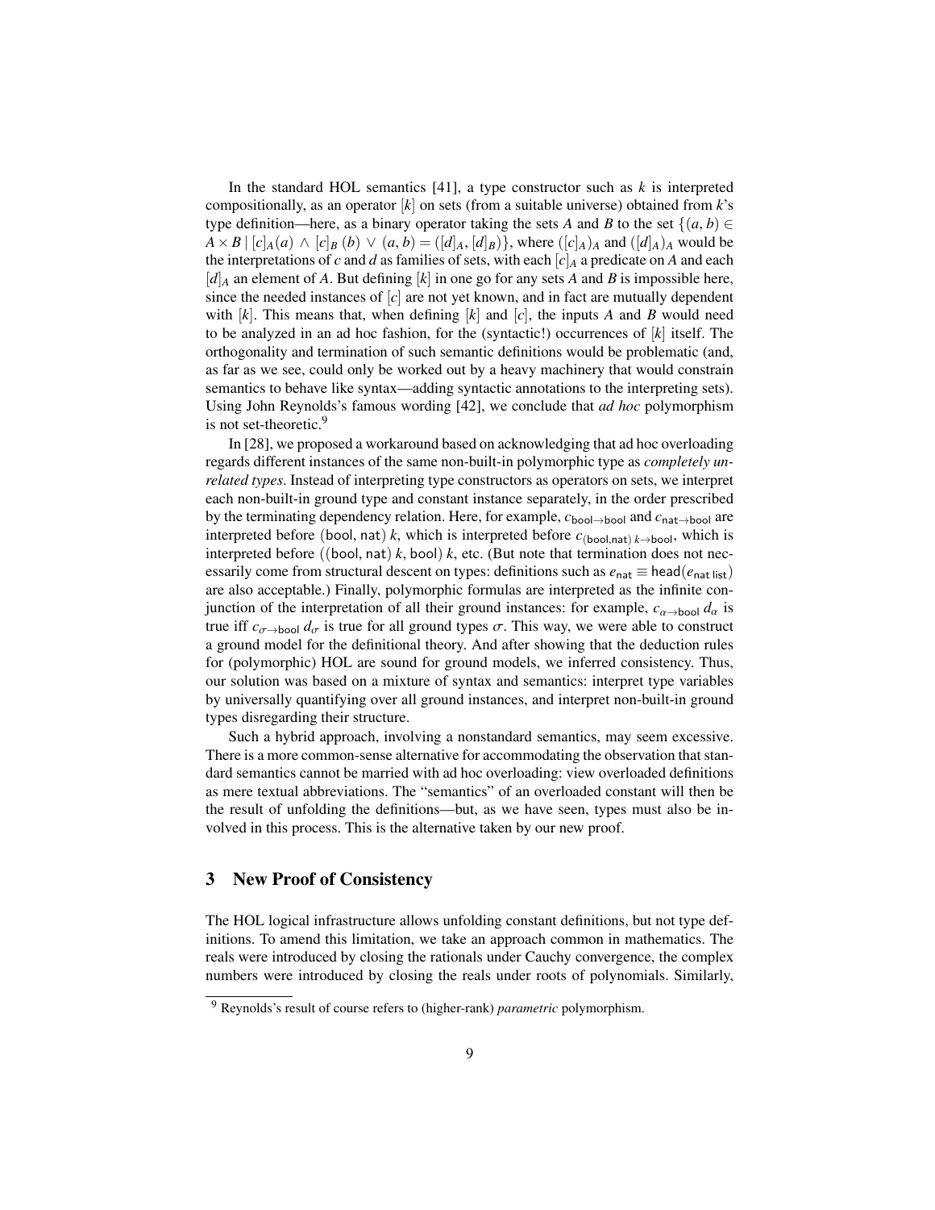In the standard HOL semantics [41], a type constructor such as $k$ is interpreted compositionally, as an operator $[k]$ on sets (from a suitable universe) obtained from $k$'s type definition—here, as a binary operator taking the sets $A$ and $B$ to the set $\{(a,b) \in A \times B \mid [c]_A(a) \wedge [c]_B\,(b) \vee (a,b) = ([d]_A, [d]_B)\}$, where $([c]_A)_A$ and $([d]_A)_A$ would be the interpretations of $c$ and $d$ as families of sets, with each $[c]_A$ a predicate on $A$ and each $[d]_A$ an element of $A$. But defining $[k]$ in one go for any sets $A$ and $B$ is impossible here, since the needed instances of $[c]$ are not yet known, and in fact are mutually dependent with $[k]$. This means that, when defining $[k]$ and $[c]$, the inputs $A$ and $B$ would need to be analyzed in an ad hoc fashion, for the (syntactic!) occurrences of $[k]$ itself. The orthogonality and termination of such semantic definitions would be problematic (and, as far as we see, could only be worked out by a heavy machinery that would constrain semantics to behave like syntax—adding syntactic annotations to the interpreting sets). Using John Reynolds's famous wording [42], we conclude that *ad hoc* polymorphism is not set-theoretic.[9]

In [28], we proposed a workaround based on acknowledging that ad hoc overloading regards different instances of the same non-built-in polymorphic type as *completely unrelated types*. Instead of interpreting type constructors as operators on sets, we interpret each non-built-in ground type and constant instance separately, in the order prescribed by the terminating dependency relation. Here, for example, $c_{\mathsf{bool}\to\mathsf{bool}}$ and $c_{\mathsf{nat}\to\mathsf{bool}}$ are interpreted before $(\mathsf{bool},\mathsf{nat})\,k$, which is interpreted before $c_{(\mathsf{bool},\mathsf{nat})\,k\to\mathsf{bool}}$, which is interpreted before $((\mathsf{bool},\mathsf{nat})\,k,\mathsf{bool})\,k$, etc. (But note that termination does not necessarily come from structural descent on types: definitions such as $e_{\mathsf{nat}} \equiv \mathsf{head}(e_{\mathsf{nat\,list}})$ are also acceptable.) Finally, polymorphic formulas are interpreted as the infinite conjunction of the interpretation of all their ground instances: for example, $c_{\alpha\to\mathsf{bool}}\ d_\alpha$ is true iff $c_{\sigma\to\mathsf{bool}}\ d_\sigma$ is true for all ground types $\sigma$. This way, we were able to construct a ground model for the definitional theory. And after showing that the deduction rules for (polymorphic) HOL are sound for ground models, we inferred consistency. Thus, our solution was based on a mixture of syntax and semantics: interpret type variables by universally quantifying over all ground instances, and interpret non-built-in ground types disregarding their structure.

Such a hybrid approach, involving a nonstandard semantics, may seem excessive. There is a more common-sense alternative for accommodating the observation that standard semantics cannot be married with ad hoc overloading: view overloaded definitions as mere textual abbreviations. The "semantics" of an overloaded constant will then be the result of unfolding the definitions—but, as we have seen, types must also be involved in this process. This is the alternative taken by our new proof.

## 3 New Proof of Consistency

The HOL logical infrastructure allows unfolding constant definitions, but not type definitions. To amend this limitation, we take an approach common in mathematics. The reals were introduced by closing the rationals under Cauchy convergence, the complex numbers were introduced by closing the reals under roots of polynomials. Similarly,

[9] Reynolds's result of course refers to (higher-rank) *parametric* polymorphism.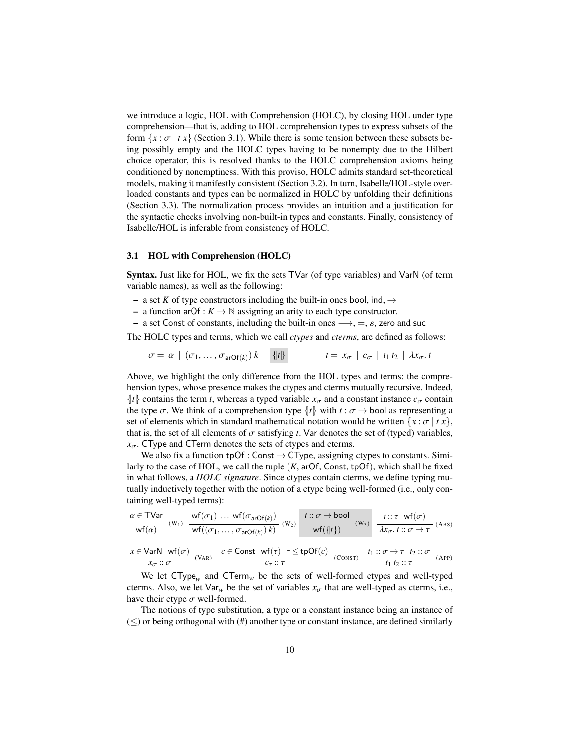we introduce a logic, HOL with Comprehension (HOLC), by closing HOL under type comprehension—that is, adding to HOL comprehension types to express subsets of the form $\{x : \sigma \mid t\ x\}$ (Section 3.1). While there is some tension between these subsets being possibly empty and the HOLC types having to be nonempty due to the Hilbert choice operator, this is resolved thanks to the HOLC comprehension axioms being conditioned by nonemptiness. With this proviso, HOLC admits standard set-theoretical models, making it manifestly consistent (Section 3.2). In turn, Isabelle/HOL-style overloaded constants and types can be normalized in HOLC by unfolding their definitions (Section 3.3). The normalization process provides an intuition and a justification for the syntactic checks involving non-built-in types and constants. Finally, consistency of Isabelle/HOL is inferable from consistency of HOLC.

### 3.1 HOL with Comprehension (HOLC)

**Syntax.** Just like for HOL, we fix the sets TVar (of type variables) and VarN (of term variable names), as well as the following:

- a set $K$ of type constructors including the built-in ones bool, ind, $\rightarrow$
- a function $\mathsf{arOf} : K \rightarrow \mathbb{N}$ assigning an arity to each type constructor.
- a set Const of constants, including the built-in ones $\longrightarrow$, $=$, $\varepsilon$, zero and suc

The HOLC types and terms, which we call *ctypes* and *cterms*, are defined as follows:

$$\sigma = \alpha \mid (\sigma_1, \ldots, \sigma_{\mathsf{arOf}(k)})\, k \mid \{\!|t|\!\} \qquad\qquad t = x_\sigma \mid c_\sigma \mid t_1\ t_2 \mid \lambda x_\sigma .\, t$$

Above, we highlight the only difference from the HOL types and terms: the comprehension types, whose presence makes the ctypes and cterms mutually recursive. Indeed, $\{\!|t|\!\}$ contains the term $t$, whereas a typed variable $x_\sigma$ and a constant instance $c_\sigma$ contain the type $\sigma$. We think of a comprehension type $\{\!|t|\!\}$ with $t : \sigma \rightarrow \mathsf{bool}$ as representing a set of elements which in standard mathematical notation would be written $\{x : \sigma \mid t\ x\}$, that is, the set of all elements of $\sigma$ satisfying $t$. Var denotes the set of (typed) variables, $x_\sigma$. CType and CTerm denotes the sets of ctypes and cterms.

We also fix a function $\mathsf{tpOf} : \mathsf{Const} \rightarrow \mathsf{CType}$, assigning ctypes to constants. Similarly to the case of HOL, we call the tuple $(K, \mathsf{arOf}, \mathsf{Const}, \mathsf{tpOf})$, which shall be fixed in what follows, a ***HOLC signature***. Since ctypes contain cterms, we define typing mutually inductively together with the notion of a ctype being well-formed (i.e., only containing well-typed terms):

$$\frac{\alpha \in \mathsf{TVar}}{\mathsf{wf}(\alpha)}\ (\mathrm{W}_1) \quad \frac{\mathsf{wf}(\sigma_1)\ \ldots\ \mathsf{wf}(\sigma_{\mathsf{arOf}(k)})}{\mathsf{wf}((\sigma_1, \ldots, \sigma_{\mathsf{arOf}(k)})\, k)}\ (\mathrm{W}_2) \quad \frac{t :: \sigma \rightarrow \mathsf{bool}}{\mathsf{wf}(\{\!|t|\!\})}\ (\mathrm{W}_3) \quad \frac{t :: \tau \quad \mathsf{wf}(\sigma)}{\lambda x_\sigma .\, t :: \sigma \rightarrow \tau}\ (\mathrm{ABS})$$

$$\frac{x \in \mathsf{VarN} \quad \mathsf{wf}(\sigma)}{x_\sigma :: \sigma}\ (\mathrm{VAR}) \quad \frac{c \in \mathsf{Const} \quad \mathsf{wf}(\tau) \quad \tau \leq \mathsf{tpOf}(c)}{c_\tau :: \tau}\ (\mathrm{CONST}) \quad \frac{t_1 :: \sigma \rightarrow \tau \quad t_2 :: \sigma}{t_1\ t_2 :: \tau}\ (\mathrm{APP})$$

We let $\mathsf{CType}_w$ and $\mathsf{CTerm}_w$ be the sets of well-formed ctypes and well-typed cterms. Also, we let $\mathsf{Var}_w$ be the set of variables $x_\sigma$ that are well-typed as cterms, i.e., have their ctype $\sigma$ well-formed.

The notions of type substitution, a type or a constant instance being an instance of $(\leq)$ or being orthogonal with (#) another type or constant instance, are defined similarly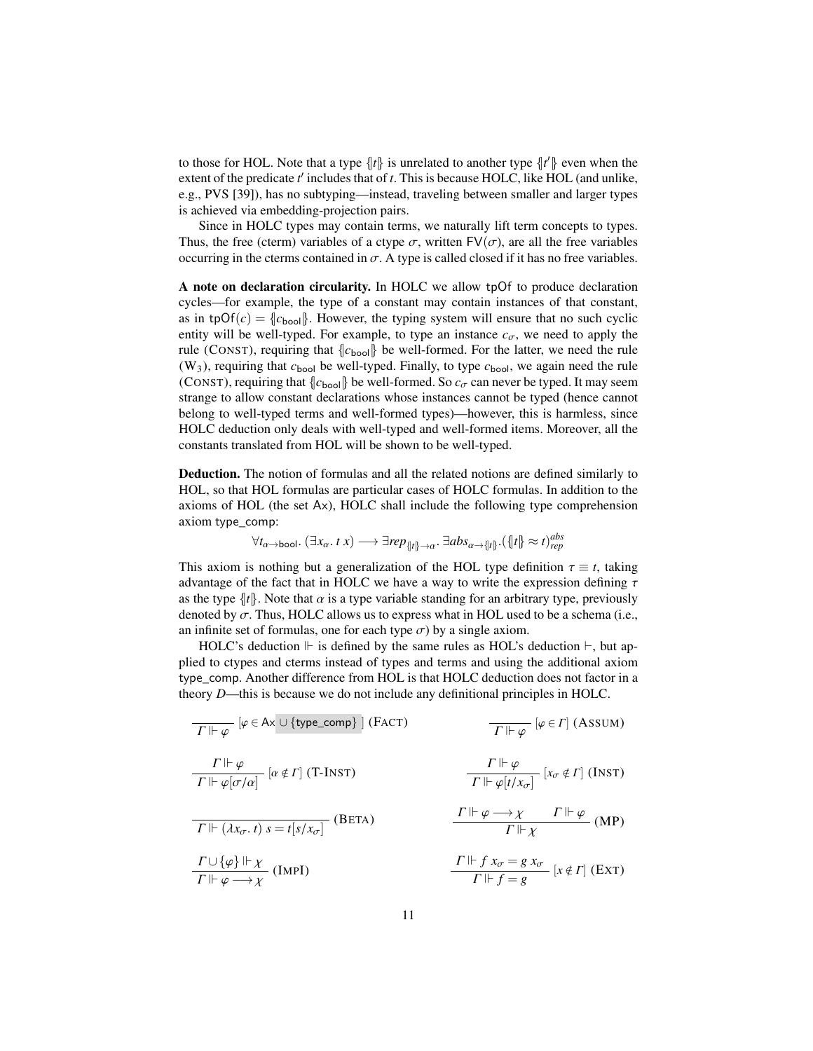to those for HOL. Note that a type $\{\!|t|\!\}$ is unrelated to another type $\{\!|t'|\!\}$ even when the extent of the predicate $t'$ includes that of $t$. This is because HOLC, like HOL (and unlike, e.g., PVS [39]), has no subtyping—instead, traveling between smaller and larger types is achieved via embedding-projection pairs.

Since in HOLC types may contain terms, we naturally lift term concepts to types. Thus, the free (cterm) variables of a ctype $\sigma$, written $\mathsf{FV}(\sigma)$, are all the free variables occurring in the cterms contained in $\sigma$. A type is called closed if it has no free variables.

**A note on declaration circularity.** In HOLC we allow tpOf to produce declaration cycles—for example, the type of a constant may contain instances of that constant, as in $\mathsf{tpOf}(c) = \{\!|c_{\mathsf{bool}}|\!\}$. However, the typing system will ensure that no such cyclic entity will be well-typed. For example, to type an instance $c_\sigma$, we need to apply the rule (CONST), requiring that $\{\!|c_{\mathsf{bool}}|\!\}$ be well-formed. For the latter, we need the rule (W$_3$), requiring that $c_{\mathsf{bool}}$ be well-typed. Finally, to type $c_{\mathsf{bool}}$, we again need the rule (CONST), requiring that $\{\!|c_{\mathsf{bool}}|\!\}$ be well-formed. So $c_\sigma$ can never be typed. It may seem strange to allow constant declarations whose instances cannot be typed (hence cannot belong to well-typed terms and well-formed types)—however, this is harmless, since HOLC deduction only deals with well-typed and well-formed items. Moreover, all the constants translated from HOL will be shown to be well-typed.

**Deduction.** The notion of formulas and all the related notions are defined similarly to HOL, so that HOL formulas are particular cases of HOLC formulas. In addition to the axioms of HOL (the set Ax), HOLC shall include the following type comprehension axiom type_comp:

$$\forall t_{\alpha\to\mathsf{bool}}.\ (\exists x_\alpha.\ t\ x) \longrightarrow \exists rep_{\{\!|t|\!\}\to\alpha}.\ \exists abs_{\alpha\to\{\!|t|\!\}}.(\{\!|t|\!\} \approx t)^{abs}_{rep}$$

This axiom is nothing but a generalization of the HOL type definition $\tau \equiv t$, taking advantage of the fact that in HOLC we have a way to write the expression defining $\tau$ as the type $\{\!|t|\!\}$. Note that $\alpha$ is a type variable standing for an arbitrary type, previously denoted by $\sigma$. Thus, HOLC allows us to express what in HOL used to be a schema (i.e., an infinite set of formulas, one for each type $\sigma$) by a single axiom.

HOLC's deduction $\Vdash$ is defined by the same rules as HOL's deduction $\vdash$, but applied to ctypes and cterms instead of types and terms and using the additional axiom type_comp. Another difference from HOL is that HOLC deduction does not factor in a theory $D$—this is because we do not include any definitional principles in HOLC.

$$\frac{}{\Gamma \Vdash \varphi}\ [\varphi \in \mathsf{Ax} \cup \{\mathsf{type\_comp}\}\ ]\ (\textsc{Fact}) \qquad\qquad \frac{}{\Gamma \Vdash \varphi}\ [\varphi \in \Gamma]\ (\textsc{Assum})$$

$$\frac{\Gamma \Vdash \varphi}{\Gamma \Vdash \varphi[\sigma/\alpha]}\ [\alpha \notin \Gamma]\ (\textsc{T-Inst}) \qquad\qquad \frac{\Gamma \Vdash \varphi}{\Gamma \Vdash \varphi[t/x_\sigma]}\ [x_\sigma \notin \Gamma]\ (\textsc{Inst})$$

$$\frac{}{\Gamma \Vdash (\lambda x_\sigma.\ t)\ s = t[s/x_\sigma]}\ (\textsc{Beta}) \qquad\qquad \frac{\Gamma \Vdash \varphi \longrightarrow \chi \qquad \Gamma \Vdash \varphi}{\Gamma \Vdash \chi}\ (\textsc{MP})$$

$$\frac{\Gamma \cup \{\varphi\} \Vdash \chi}{\Gamma \Vdash \varphi \longrightarrow \chi}\ (\textsc{ImpI}) \qquad\qquad \frac{\Gamma \Vdash f\ x_\sigma = g\ x_\sigma}{\Gamma \Vdash f = g}\ [x \notin \Gamma]\ (\textsc{Ext})$$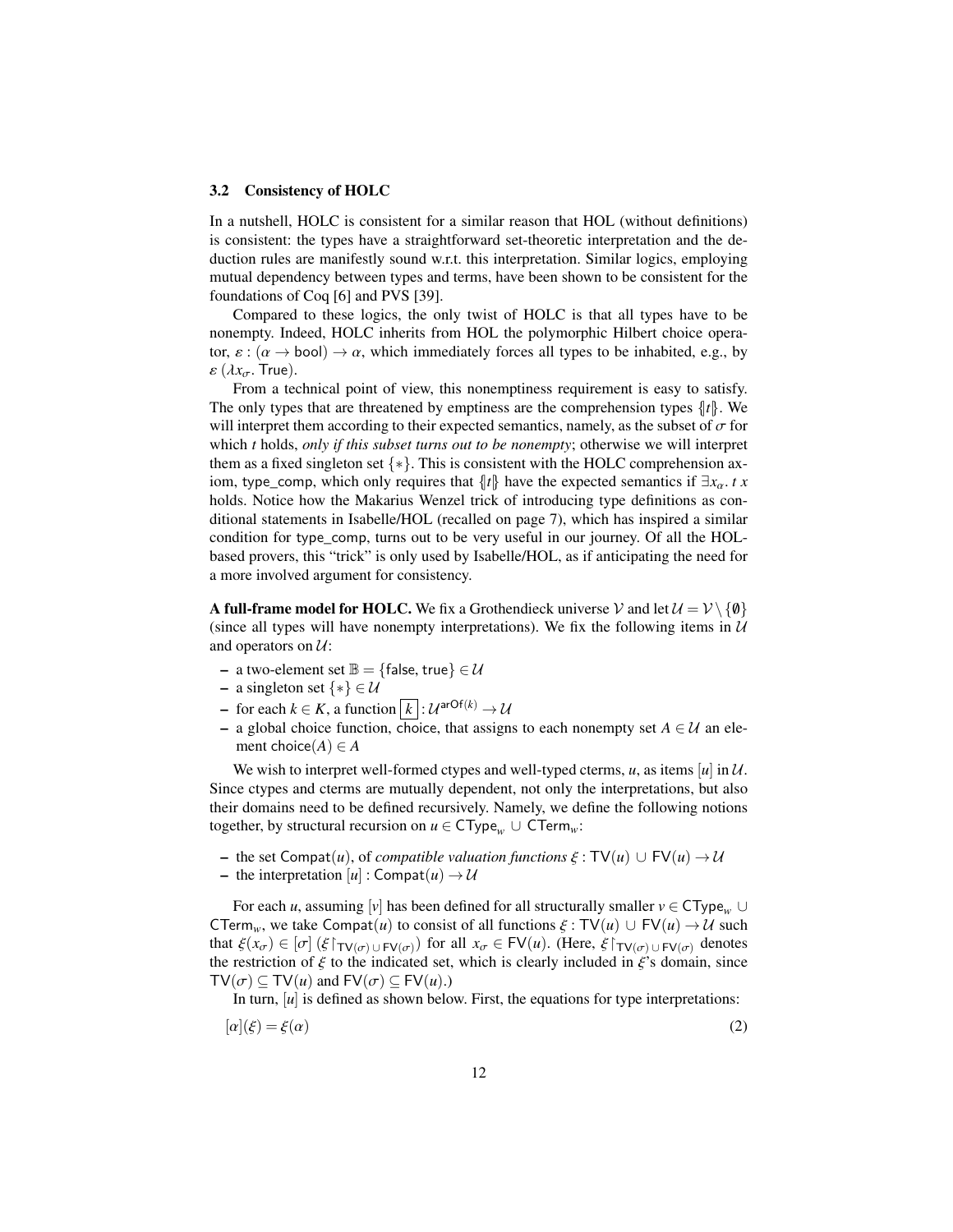### 3.2 Consistency of HOLC

In a nutshell, HOLC is consistent for a similar reason that HOL (without definitions) is consistent: the types have a straightforward set-theoretic interpretation and the deduction rules are manifestly sound w.r.t. this interpretation. Similar logics, employing mutual dependency between types and terms, have been shown to be consistent for the foundations of Coq [6] and PVS [39].

Compared to these logics, the only twist of HOLC is that all types have to be nonempty. Indeed, HOLC inherits from HOL the polymorphic Hilbert choice operator, $\varepsilon : (\alpha \to \mathsf{bool}) \to \alpha$, which immediately forces all types to be inhabited, e.g., by $\varepsilon\ (\lambda x_\sigma.\ \mathsf{True})$.

From a technical point of view, this nonemptiness requirement is easy to satisfy. The only types that are threatened by emptiness are the comprehension types $\{\!|t|\!\}$. We will interpret them according to their expected semantics, namely, as the subset of $\sigma$ for which $t$ holds, *only if this subset turns out to be nonempty*; otherwise we will interpret them as a fixed singleton set $\{*\}$. This is consistent with the HOLC comprehension axiom, type_comp, which only requires that $\{\!|t|\!\}$ have the expected semantics if $\exists x_\alpha.\ t\ x$ holds. Notice how the Makarius Wenzel trick of introducing type definitions as conditional statements in Isabelle/HOL (recalled on page 7), which has inspired a similar condition for type_comp, turns out to be very useful in our journey. Of all the HOL-based provers, this "trick" is only used by Isabelle/HOL, as if anticipating the need for a more involved argument for consistency.

**A full-frame model for HOLC.** We fix a Grothendieck universe $\mathcal{V}$ and let $\mathcal{U} = \mathcal{V} \setminus \{\emptyset\}$ (since all types will have nonempty interpretations). We fix the following items in $\mathcal{U}$ and operators on $\mathcal{U}$:

- a two-element set $\mathbb{B} = \{\mathsf{false}, \mathsf{true}\} \in \mathcal{U}$
- a singleton set $\{*\} \in \mathcal{U}$
- for each $k \in K$, a function $\boxed{k} : \mathcal{U}^{\mathsf{arOf}(k)} \to \mathcal{U}$
- a global choice function, choice, that assigns to each nonempty set $A \in \mathcal{U}$ an element $\mathsf{choice}(A) \in A$

We wish to interpret well-formed ctypes and well-typed cterms, $u$, as items $[u]$ in $\mathcal{U}$. Since ctypes and cterms are mutually dependent, not only the interpretations, but also their domains need to be defined recursively. Namely, we define the following notions together, by structural recursion on $u \in \mathsf{CType}_w \cup \mathsf{CTerm}_w$:

- the set $\mathsf{Compat}(u)$, of *compatible valuation functions* $\xi : \mathsf{TV}(u) \cup \mathsf{FV}(u) \to \mathcal{U}$
- the interpretation $[u] : \mathsf{Compat}(u) \to \mathcal{U}$

For each $u$, assuming $[v]$ has been defined for all structurally smaller $v \in \mathsf{CType}_w \cup \mathsf{CTerm}_w$, we take $\mathsf{Compat}(u)$ to consist of all functions $\xi : \mathsf{TV}(u) \cup \mathsf{FV}(u) \to \mathcal{U}$ such that $\xi(x_\sigma) \in [\sigma]\ (\xi\!\upharpoonright_{\mathsf{TV}(\sigma) \cup \mathsf{FV}(\sigma)})$ for all $x_\sigma \in \mathsf{FV}(u)$. (Here, $\xi\!\upharpoonright_{\mathsf{TV}(\sigma) \cup \mathsf{FV}(\sigma)}$ denotes the restriction of $\xi$ to the indicated set, which is clearly included in $\xi$'s domain, since $\mathsf{TV}(\sigma) \subseteq \mathsf{TV}(u)$ and $\mathsf{FV}(\sigma) \subseteq \mathsf{FV}(u)$.)

In turn, $[u]$ is defined as shown below. First, the equations for type interpretations:

$$[\alpha](\xi) = \xi(\alpha) \tag{2}$$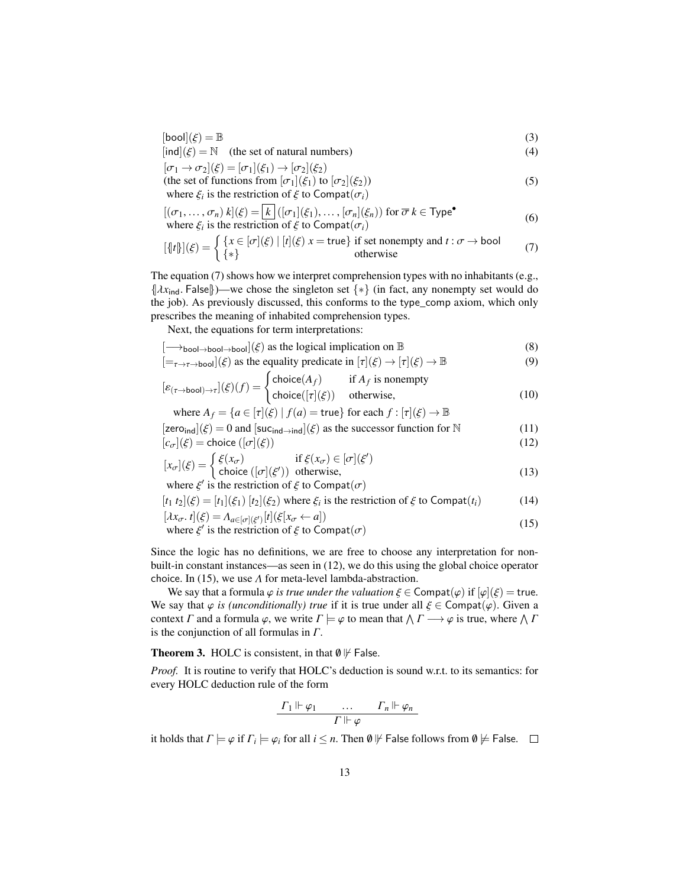$$[\mathsf{bool}](\xi) = \mathbb{B} \tag{3}$$

$$[\mathsf{ind}](\xi) = \mathbb{N} \quad \text{(the set of natural numbers)} \tag{4}$$

$$[\sigma_1 \to \sigma_2](\xi) = [\sigma_1](\xi_1) \to [\sigma_2](\xi_2)$$
$$\text{(the set of functions from } [\sigma_1](\xi_1) \text{ to } [\sigma_2](\xi_2)) \tag{5}$$
$$\text{where } \xi_i \text{ is the restriction of } \xi \text{ to } \mathsf{Compat}(\sigma_i)$$

$$[(\sigma_1, \ldots, \sigma_n)\ k](\xi) = \boxed{k}\,([\sigma_1](\xi_1), \ldots, [\sigma_n](\xi_n)) \text{ for } \overline{\sigma}\ k \in \mathsf{Type}^\bullet$$
$$\text{where } \xi_i \text{ is the restriction of } \xi \text{ to } \mathsf{Compat}(\sigma_i) \tag{6}$$

$$[\{\!|t|\!\}](\xi) = \begin{cases} \{x \in [\sigma](\xi) \mid [t](\xi)\ x = \mathsf{true}\} & \text{if set nonempty and } t : \sigma \to \mathsf{bool} \\ \{*\} & \text{otherwise} \end{cases} \tag{7}$$

The equation (7) shows how we interpret comprehension types with no inhabitants (e.g., $\{\!|\lambda x_{\mathsf{ind}}.\ \mathsf{False}|\!\}$)—we chose the singleton set $\{*\}$ (in fact, any nonempty set would do the job). As previously discussed, this conforms to the type_comp axiom, which only prescribes the meaning of inhabited comprehension types.

Next, the equations for term interpretations:

$$[\longrightarrow_{\mathsf{bool}\to\mathsf{bool}\to\mathsf{bool}}](\xi) \text{ as the logical implication on } \mathbb{B} \tag{8}$$

$$[=_{\tau\to\tau\to\mathsf{bool}}](\xi) \text{ as the equality predicate in } [\tau](\xi) \to [\tau](\xi) \to \mathbb{B} \tag{9}$$

$$[\varepsilon_{(\tau\to\mathsf{bool})\to\tau}](\xi)(f) = \begin{cases} \mathsf{choice}(A_f) & \text{if } A_f \text{ is nonempty} \\ \mathsf{choice}([\tau](\xi)) & \text{otherwise,} \end{cases} \tag{10}$$
$$\text{where } A_f = \{a \in [\tau](\xi) \mid f(a) = \mathsf{true}\} \text{ for each } f : [\tau](\xi) \to \mathbb{B}$$

$$[\mathsf{zero}_{\mathsf{ind}}](\xi) = 0 \text{ and } [\mathsf{suc}_{\mathsf{ind}\to\mathsf{ind}}](\xi) \text{ as the successor function for } \mathbb{N} \tag{11}$$

$$[c_\sigma](\xi) = \mathsf{choice}\ ([\sigma](\xi)) \tag{12}$$

$$[x_\sigma](\xi) = \begin{cases} \xi(x_\sigma) & \text{if } \xi(x_\sigma) \in [\sigma](\xi') \\ \mathsf{choice}\ ([\sigma](\xi')) & \text{otherwise,} \end{cases} \tag{13}$$
$$\text{where } \xi' \text{ is the restriction of } \xi \text{ to } \mathsf{Compat}(\sigma)$$

$$[t_1\ t_2](\xi) = [t_1](\xi_1)\ [t_2](\xi_2) \text{ where } \xi_i \text{ is the restriction of } \xi \text{ to } \mathsf{Compat}(t_i) \tag{14}$$

$$[\lambda x_\sigma.\ t](\xi) = \Lambda_{a\in[\sigma](\xi')}[t](\xi[x_\sigma \leftarrow a])$$
$$\text{where } \xi' \text{ is the restriction of } \xi \text{ to } \mathsf{Compat}(\sigma) \tag{15}$$

Since the logic has no definitions, we are free to choose any interpretation for non-built-in constant instances—as seen in (12), we do this using the global choice operator choice. In (15), we use $\Lambda$ for meta-level lambda-abstraction.

We say that a formula $\varphi$ *is true under the valuation* $\xi \in \mathsf{Compat}(\varphi)$ if $[\varphi](\xi) = \mathsf{true}$. We say that $\varphi$ *is (unconditionally) true* if it is true under all $\xi \in \mathsf{Compat}(\varphi)$. Given a context $\Gamma$ and a formula $\varphi$, we write $\Gamma \models \varphi$ to mean that $\bigwedge \Gamma \longrightarrow \varphi$ is true, where $\bigwedge \Gamma$ is the conjunction of all formulas in $\Gamma$.

**Theorem 3.** HOLC is consistent, in that $\emptyset \not\Vdash \mathsf{False}$.

*Proof.* It is routine to verify that HOLC's deduction is sound w.r.t. to its semantics: for every HOLC deduction rule of the form

$$\frac{\Gamma_1 \Vdash \varphi_1 \qquad \ldots \qquad \Gamma_n \Vdash \varphi_n}{\Gamma \Vdash \varphi}$$

it holds that $\Gamma \models \varphi$ if $\Gamma_i \models \varphi_i$ for all $i \leq n$. Then $\emptyset \not\Vdash \mathsf{False}$ follows from $\emptyset \not\models \mathsf{False}$. ☐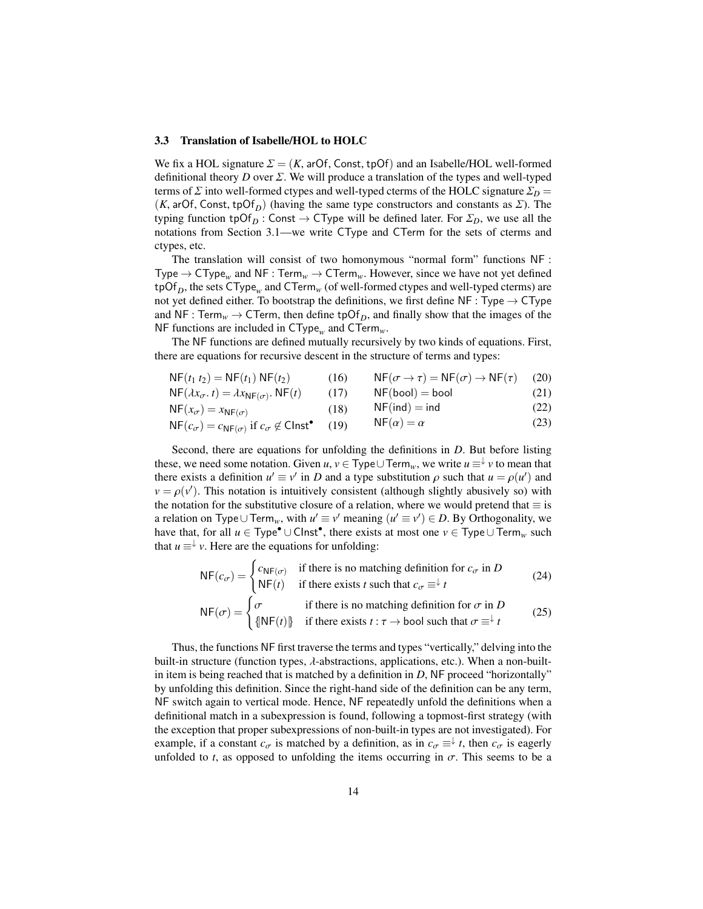### 3.3 Translation of Isabelle/HOL to HOLC

We fix a HOL signature $\Sigma = (K, \mathsf{arOf}, \mathsf{Const}, \mathsf{tpOf})$ and an Isabelle/HOL well-formed definitional theory $D$ over $\Sigma$. We will produce a translation of the types and well-typed terms of $\Sigma$ into well-formed ctypes and well-typed cterms of the HOLC signature $\Sigma_D = (K, \mathsf{arOf}, \mathsf{Const}, \mathsf{tpOf}_D)$ (having the same type constructors and constants as $\Sigma$). The typing function $\mathsf{tpOf}_D : \mathsf{Const} \to \mathsf{CType}$ will be defined later. For $\Sigma_D$, we use all the notations from Section 3.1—we write $\mathsf{CType}$ and $\mathsf{CTerm}$ for the sets of cterms and ctypes, etc.

The translation will consist of two homonymous "normal form" functions $\mathsf{NF} : \mathsf{Type} \to \mathsf{CType}_w$ and $\mathsf{NF} : \mathsf{Term}_w \to \mathsf{CTerm}_w$. However, since we have not yet defined $\mathsf{tpOf}_D$, the sets $\mathsf{CType}_w$ and $\mathsf{CTerm}_w$ (of well-formed ctypes and well-typed cterms) are not yet defined either. To bootstrap the definitions, we first define $\mathsf{NF} : \mathsf{Type} \to \mathsf{CType}$ and $\mathsf{NF} : \mathsf{Term}_w \to \mathsf{CTerm}$, then define $\mathsf{tpOf}_D$, and finally show that the images of the $\mathsf{NF}$ functions are included in $\mathsf{CType}_w$ and $\mathsf{CTerm}_w$.

The $\mathsf{NF}$ functions are defined mutually recursively by two kinds of equations. First, there are equations for recursive descent in the structure of terms and types:

$$\mathsf{NF}(t_1\, t_2) = \mathsf{NF}(t_1)\, \mathsf{NF}(t_2) \qquad (16)$$

$$\mathsf{NF}(\lambda x_\sigma.\, t) = \lambda x_{\mathsf{NF}(\sigma)}.\, \mathsf{NF}(t) \qquad (17)$$

$$\mathsf{NF}(x_\sigma) = x_{\mathsf{NF}(\sigma)} \qquad (18)$$

$$\mathsf{NF}(c_\sigma) = c_{\mathsf{NF}(\sigma)} \text{ if } c_\sigma \notin \mathsf{CInst}^\bullet \qquad (19)$$

$$\mathsf{NF}(\sigma \to \tau) = \mathsf{NF}(\sigma) \to \mathsf{NF}(\tau) \qquad (20)$$

$$\mathsf{NF}(\mathsf{bool}) = \mathsf{bool} \qquad (21)$$

$$\mathsf{NF}(\mathsf{ind}) = \mathsf{ind} \qquad (22)$$

$$\mathsf{NF}(\alpha) = \alpha \qquad (23)$$

Second, there are equations for unfolding the definitions in $D$. But before listing these, we need some notation. Given $u, v \in \mathsf{Type} \cup \mathsf{Term}_w$, we write $u \equiv^\downarrow v$ to mean that there exists a definition $u' \equiv v'$ in $D$ and a type substitution $\rho$ such that $u = \rho(u')$ and $v = \rho(v')$. This notation is intuitively consistent (although slightly abusively so) with the notation for the substitutive closure of a relation, where we would pretend that $\equiv$ is a relation on $\mathsf{Type} \cup \mathsf{Term}_w$, with $u' \equiv v'$ meaning $(u' \equiv v') \in D$. By Orthogonality, we have that, for all $u \in \mathsf{Type}^\bullet \cup \mathsf{CInst}^\bullet$, there exists at most one $v \in \mathsf{Type} \cup \mathsf{Term}_w$ such that $u \equiv^\downarrow v$. Here are the equations for unfolding:

$$\mathsf{NF}(c_\sigma) = \begin{cases} c_{\mathsf{NF}(\sigma)} & \text{if there is no matching definition for } c_\sigma \text{ in } D \\ \mathsf{NF}(t) & \text{if there exists } t \text{ such that } c_\sigma \equiv^\downarrow t \end{cases} \qquad (24)$$

$$\mathsf{NF}(\sigma) = \begin{cases} \sigma & \text{if there is no matching definition for } \sigma \text{ in } D \\ \{\!|\mathsf{NF}(t)|\!\} & \text{if there exists } t : \tau \to \mathsf{bool} \text{ such that } \sigma \equiv^\downarrow t \end{cases} \qquad (25)$$

Thus, the functions $\mathsf{NF}$ first traverse the terms and types "vertically," delving into the built-in structure (function types, $\lambda$-abstractions, applications, etc.). When a non-built-in item is being reached that is matched by a definition in $D$, $\mathsf{NF}$ proceed "horizontally" by unfolding this definition. Since the right-hand side of the definition can be any term, $\mathsf{NF}$ switch again to vertical mode. Hence, $\mathsf{NF}$ repeatedly unfold the definitions when a definitional match in a subexpression is found, following a topmost-first strategy (with the exception that proper subexpressions of non-built-in types are not investigated). For example, if a constant $c_\sigma$ is matched by a definition, as in $c_\sigma \equiv^\downarrow t$, then $c_\sigma$ is eagerly unfolded to $t$, as opposed to unfolding the items occurring in $\sigma$. This seems to be a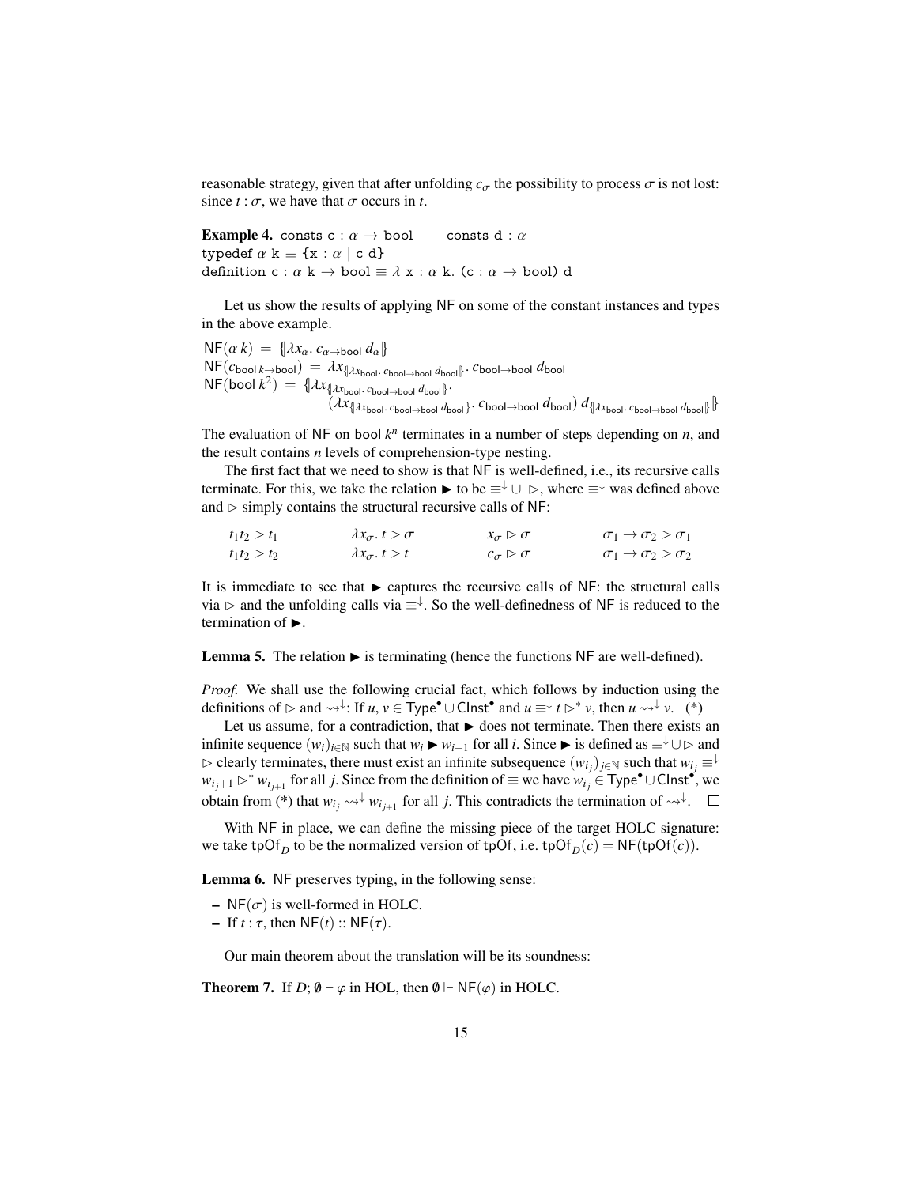reasonable strategy, given that after unfolding $c_\sigma$ the possibility to process $\sigma$ is not lost: since $t : \sigma$, we have that $\sigma$ occurs in $t$.

**Example 4.** `consts c :` $\alpha \to$ `bool`  `consts d :` $\alpha$
`typedef` $\alpha$ `k` $\equiv$ `{x :` $\alpha$ `| c d}`
`definition c :` $\alpha$ `k` $\to$ `bool` $\equiv \lambda$ `x :` $\alpha$ `k. (c :` $\alpha \to$ `bool) d`

Let us show the results of applying NF on some of the constant instances and types in the above example.

$\mathsf{NF}(\alpha\, k) = \{\!|\lambda x_\alpha.\, c_{\alpha\to\mathsf{bool}}\, d_\alpha|\!\}$
$\mathsf{NF}(c_{\mathsf{bool}\,k\to\mathsf{bool}}) = \lambda x_{\{\!|\lambda x_{\mathsf{bool}}.\, c_{\mathsf{bool}\to\mathsf{bool}}\, d_{\mathsf{bool}}|\!\}}.\, c_{\mathsf{bool}\to\mathsf{bool}}\, d_{\mathsf{bool}}$
$\mathsf{NF}(\mathsf{bool}\,k^2) = \{\!|\lambda x_{\{\!|\lambda x_{\mathsf{bool}}.\, c_{\mathsf{bool}\to\mathsf{bool}}\, d_{\mathsf{bool}}|\!\}}.$
$\quad (\lambda x_{\{\!|\lambda x_{\mathsf{bool}}.\, c_{\mathsf{bool}\to\mathsf{bool}}\, d_{\mathsf{bool}}|\!\}}.\, c_{\mathsf{bool}\to\mathsf{bool}}\, d_{\mathsf{bool}})\, d_{\{\!|\lambda x_{\mathsf{bool}}.\, c_{\mathsf{bool}\to\mathsf{bool}}\, d_{\mathsf{bool}}|\!\}}|\!\}$

The evaluation of NF on $\mathsf{bool}\,k^n$ terminates in a number of steps depending on $n$, and the result contains $n$ levels of comprehension-type nesting.

The first fact that we need to show is that NF is well-defined, i.e., its recursive calls terminate. For this, we take the relation $\blacktriangleright$ to be $\equiv^{\downarrow} \cup \rhd$, where $\equiv^{\downarrow}$ was defined above and $\rhd$ simply contains the structural recursive calls of NF:

$$
\begin{array}{llll}
t_1 t_2 \rhd t_1 & \lambda x_\sigma.\, t \rhd \sigma & x_\sigma \rhd \sigma & \sigma_1 \to \sigma_2 \rhd \sigma_1 \\
t_1 t_2 \rhd t_2 & \lambda x_\sigma.\, t \rhd t & c_\sigma \rhd \sigma & \sigma_1 \to \sigma_2 \rhd \sigma_2
\end{array}
$$

It is immediate to see that $\blacktriangleright$ captures the recursive calls of NF: the structural calls via $\rhd$ and the unfolding calls via $\equiv^{\downarrow}$. So the well-definedness of NF is reduced to the termination of $\blacktriangleright$.

**Lemma 5.** The relation $\blacktriangleright$ is terminating (hence the functions NF are well-defined).

*Proof.* We shall use the following crucial fact, which follows by induction using the definitions of $\rhd$ and $\rightsquigarrow^{\downarrow}$: If $u, v \in \mathsf{Type}^\bullet \cup \mathsf{CInst}^\bullet$ and $u \equiv^{\downarrow} t \rhd^* v$, then $u \rightsquigarrow^{\downarrow} v$. (*)

Let us assume, for a contradiction, that $\blacktriangleright$ does not terminate. Then there exists an infinite sequence $(w_i)_{i\in\mathbb{N}}$ such that $w_i \blacktriangleright w_{i+1}$ for all $i$. Since $\blacktriangleright$ is defined as $\equiv^{\downarrow} \cup \rhd$ and $\rhd$ clearly terminates, there must exist an infinite subsequence $(w_{i_j})_{j\in\mathbb{N}}$ such that $w_{i_j} \equiv^{\downarrow} w_{i_j+1} \rhd^* w_{i_{j+1}}$ for all $j$. Since from the definition of $\equiv$ we have $w_{i_j} \in \mathsf{Type}^\bullet \cup \mathsf{CInst}^\bullet$, we obtain from (*) that $w_{i_j} \rightsquigarrow^{\downarrow} w_{i_{j+1}}$ for all $j$. This contradicts the termination of $\rightsquigarrow^{\downarrow}$. $\square$

With NF in place, we can define the missing piece of the target HOLC signature: we take $\mathsf{tpOf}_D$ to be the normalized version of $\mathsf{tpOf}$, i.e. $\mathsf{tpOf}_D(c) = \mathsf{NF}(\mathsf{tpOf}(c))$.

**Lemma 6.** NF preserves typing, in the following sense:

– $\mathsf{NF}(\sigma)$ is well-formed in HOLC.
– If $t : \tau$, then $\mathsf{NF}(t) :: \mathsf{NF}(\tau)$.

Our main theorem about the translation will be its soundness:

**Theorem 7.** If $D; \emptyset \vdash \varphi$ in HOL, then $\emptyset \Vdash \mathsf{NF}(\varphi)$ in HOLC.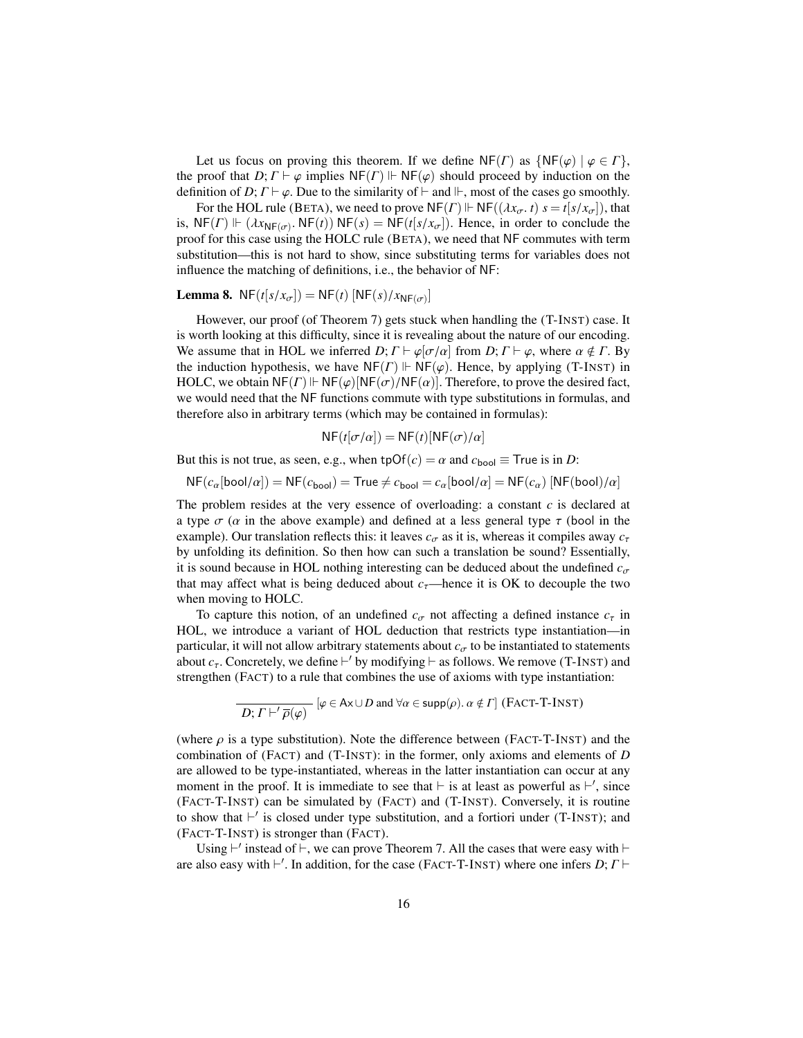Let us focus on proving this theorem. If we define $\mathsf{NF}(\Gamma)$ as $\{\mathsf{NF}(\varphi) \mid \varphi \in \Gamma\}$, the proof that $D;\Gamma \vdash \varphi$ implies $\mathsf{NF}(\Gamma) \Vdash \mathsf{NF}(\varphi)$ should proceed by induction on the definition of $D;\Gamma \vdash \varphi$. Due to the similarity of $\vdash$ and $\Vdash$, most of the cases go smoothly.

For the HOL rule (BETA), we need to prove $\mathsf{NF}(\Gamma) \Vdash \mathsf{NF}((\lambda x_\sigma.\ t)\ s = t[s/x_\sigma])$, that is, $\mathsf{NF}(\Gamma) \Vdash (\lambda x_{\mathsf{NF}(\sigma)}.\ \mathsf{NF}(t))\ \mathsf{NF}(s) = \mathsf{NF}(t[s/x_\sigma])$. Hence, in order to conclude the proof for this case using the HOLC rule (BETA), we need that $\mathsf{NF}$ commutes with term substitution—this is not hard to show, since substituting terms for variables does not influence the matching of definitions, i.e., the behavior of $\mathsf{NF}$:

**Lemma 8.** $\mathsf{NF}(t[s/x_\sigma]) = \mathsf{NF}(t)\ [\mathsf{NF}(s)/x_{\mathsf{NF}(\sigma)}]$

However, our proof (of Theorem 7) gets stuck when handling the (T-INST) case. It is worth looking at this difficulty, since it is revealing about the nature of our encoding. We assume that in HOL we inferred $D;\Gamma \vdash \varphi[\sigma/\alpha]$ from $D;\Gamma \vdash \varphi$, where $\alpha \notin \Gamma$. By the induction hypothesis, we have $\mathsf{NF}(\Gamma) \Vdash \mathsf{NF}(\varphi)$. Hence, by applying (T-INST) in HOLC, we obtain $\mathsf{NF}(\Gamma) \Vdash \mathsf{NF}(\varphi)[\mathsf{NF}(\sigma)/\mathsf{NF}(\alpha)]$. Therefore, to prove the desired fact, we would need that the $\mathsf{NF}$ functions commute with type substitutions in formulas, and therefore also in arbitrary terms (which may be contained in formulas):

$$\mathsf{NF}(t[\sigma/\alpha]) = \mathsf{NF}(t)[\mathsf{NF}(\sigma)/\alpha]$$

But this is not true, as seen, e.g., when $\mathsf{tpOf}(c) = \alpha$ and $c_{\mathsf{bool}} \equiv \mathsf{True}$ is in $D$:

$$\mathsf{NF}(c_\alpha[\mathsf{bool}/\alpha]) = \mathsf{NF}(c_{\mathsf{bool}}) = \mathsf{True} \neq c_{\mathsf{bool}} = c_\alpha[\mathsf{bool}/\alpha] = \mathsf{NF}(c_\alpha)\ [\mathsf{NF}(\mathsf{bool})/\alpha]$$

The problem resides at the very essence of overloading: a constant $c$ is declared at a type $\sigma$ ($\alpha$ in the above example) and defined at a less general type $\tau$ (bool in the example). Our translation reflects this: it leaves $c_\sigma$ as it is, whereas it compiles away $c_\tau$ by unfolding its definition. So then how can such a translation be sound? Essentially, it is sound because in HOL nothing interesting can be deduced about the undefined $c_\sigma$ that may affect what is being deduced about $c_\tau$—hence it is OK to decouple the two when moving to HOLC.

To capture this notion, of an undefined $c_\sigma$ not affecting a defined instance $c_\tau$ in HOL, we introduce a variant of HOL deduction that restricts type instantiation—in particular, it will not allow arbitrary statements about $c_\sigma$ to be instantiated to statements about $c_\tau$. Concretely, we define $\vdash'$ by modifying $\vdash$ as follows. We remove (T-INST) and strengthen (FACT) to a rule that combines the use of axioms with type instantiation:

$$\frac{}{D;\Gamma \vdash' \overline{\rho}(\varphi)}\ [\varphi \in \mathsf{Ax} \cup D \text{ and } \forall \alpha \in \mathsf{supp}(\rho).\ \alpha \notin \Gamma]\ \text{(FACT-T-INST)}$$

(where $\rho$ is a type substitution). Note the difference between (FACT-T-INST) and the combination of (FACT) and (T-INST): in the former, only axioms and elements of $D$ are allowed to be type-instantiated, whereas in the latter instantiation can occur at any moment in the proof. It is immediate to see that $\vdash$ is at least as powerful as $\vdash'$, since (FACT-T-INST) can be simulated by (FACT) and (T-INST). Conversely, it is routine to show that $\vdash'$ is closed under type substitution, and a fortiori under (T-INST); and (FACT-T-INST) is stronger than (FACT).

Using $\vdash'$ instead of $\vdash$, we can prove Theorem 7. All the cases that were easy with $\vdash$ are also easy with $\vdash'$. In addition, for the case (FACT-T-INST) where one infers $D;\Gamma \vdash$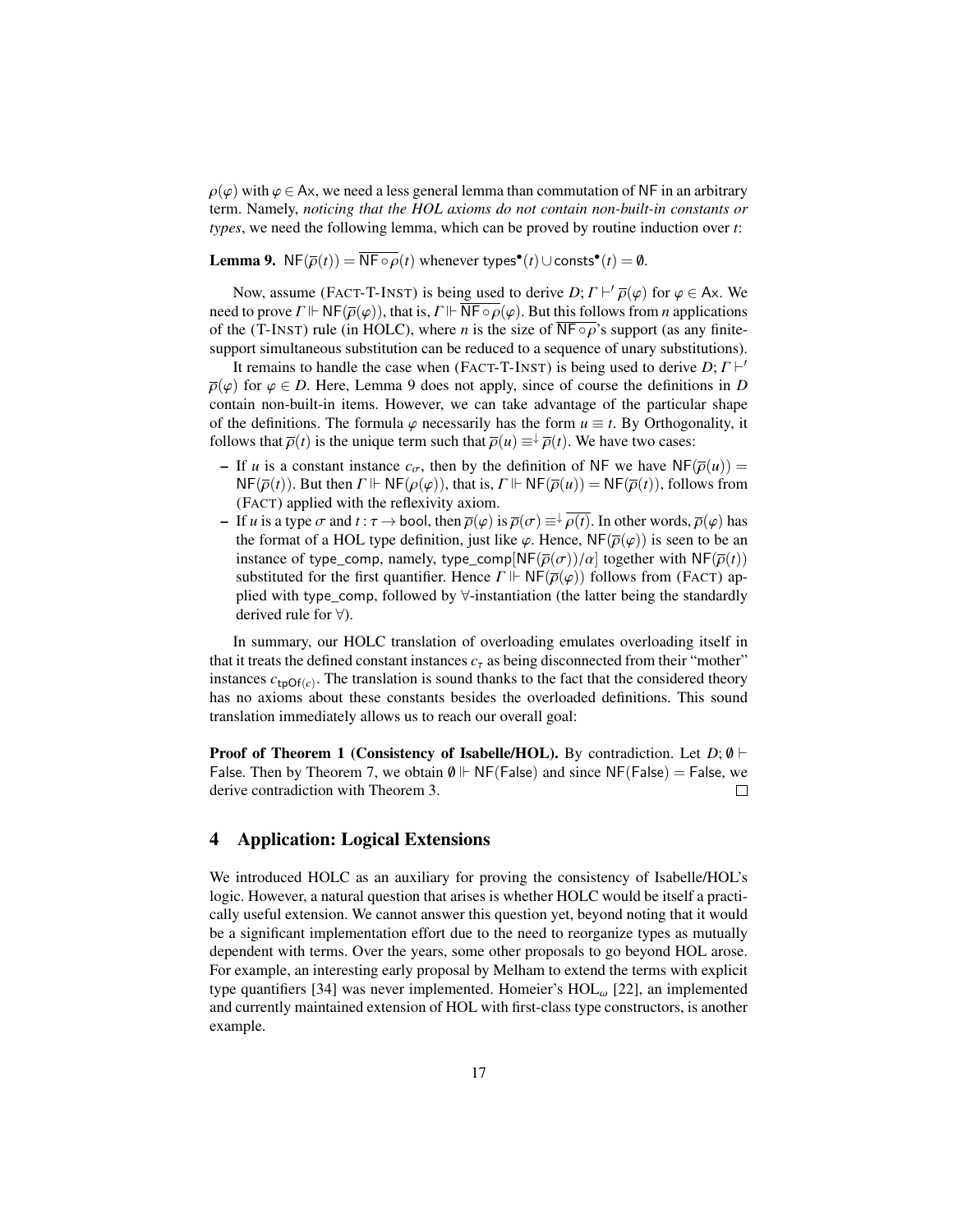$\rho(\varphi)$ with $\varphi \in \mathsf{Ax}$, we need a less general lemma than commutation of NF in an arbitrary term. Namely, *noticing that the HOL axioms do not contain non-built-in constants or types*, we need the following lemma, which can be proved by routine induction over $t$:

**Lemma 9.** $\mathsf{NF}(\overline{\rho}(t)) = \overline{\mathsf{NF} \circ \rho}(t)$ whenever $\mathsf{types}^\bullet(t) \cup \mathsf{consts}^\bullet(t) = \emptyset$.

Now, assume (FACT-T-INST) is being used to derive $D; \Gamma \vdash' \overline{\rho}(\varphi)$ for $\varphi \in \mathsf{Ax}$. We need to prove $\Gamma \Vdash \mathsf{NF}(\overline{\rho}(\varphi))$, that is, $\Gamma \Vdash \overline{\mathsf{NF} \circ \rho}(\varphi)$. But this follows from $n$ applications of the (T-INST) rule (in HOLC), where $n$ is the size of $\overline{\mathsf{NF} \circ \rho}$'s support (as any finite-support simultaneous substitution can be reduced to a sequence of unary substitutions).

It remains to handle the case when (FACT-T-INST) is being used to derive $D; \Gamma \vdash' \overline{\rho}(\varphi)$ for $\varphi \in D$. Here, Lemma 9 does not apply, since of course the definitions in $D$ contain non-built-in items. However, we can take advantage of the particular shape of the definitions. The formula $\varphi$ necessarily has the form $u \equiv t$. By Orthogonality, it follows that $\overline{\rho}(t)$ is the unique term such that $\overline{\rho}(u) \equiv^{\downarrow} \overline{\rho}(t)$. We have two cases:

- If $u$ is a constant instance $c_\sigma$, then by the definition of NF we have $\mathsf{NF}(\overline{\rho}(u)) = \mathsf{NF}(\overline{\rho}(t))$. But then $\Gamma \Vdash \mathsf{NF}(\rho(\varphi))$, that is, $\Gamma \Vdash \mathsf{NF}(\overline{\rho}(u)) = \mathsf{NF}(\overline{\rho}(t))$, follows from (FACT) applied with the reflexivity axiom.
- If $u$ is a type $\sigma$ and $t : \tau \to \mathsf{bool}$, then $\overline{\rho}(\varphi)$ is $\overline{\rho}(\sigma) \equiv^{\downarrow} \overline{\rho(t)}$. In other words, $\overline{\rho}(\varphi)$ has the format of a HOL type definition, just like $\varphi$. Hence, $\mathsf{NF}(\overline{\rho}(\varphi))$ is seen to be an instance of type_comp, namely, type_comp$[\mathsf{NF}(\overline{\rho}(\sigma))/\alpha]$ together with $\mathsf{NF}(\overline{\rho}(t))$ substituted for the first quantifier. Hence $\Gamma \Vdash \mathsf{NF}(\overline{\rho}(\varphi))$ follows from (FACT) applied with type_comp, followed by $\forall$-instantiation (the latter being the standardly derived rule for $\forall$).

In summary, our HOLC translation of overloading emulates overloading itself in that it treats the defined constant instances $c_\tau$ as being disconnected from their "mother" instances $c_{\mathsf{tpOf}(c)}$. The translation is sound thanks to the fact that the considered theory has no axioms about these constants besides the overloaded definitions. This sound translation immediately allows us to reach our overall goal:

**Proof of Theorem 1 (Consistency of Isabelle/HOL).** By contradiction. Let $D; \emptyset \vdash \mathsf{False}$. Then by Theorem 7, we obtain $\emptyset \Vdash \mathsf{NF}(\mathsf{False})$ and since $\mathsf{NF}(\mathsf{False}) = \mathsf{False}$, we derive contradiction with Theorem 3. $\square$

## 4 Application: Logical Extensions

We introduced HOLC as an auxiliary for proving the consistency of Isabelle/HOL's logic. However, a natural question that arises is whether HOLC would be itself a practically useful extension. We cannot answer this question yet, beyond noting that it would be a significant implementation effort due to the need to reorganize types as mutually dependent with terms. Over the years, some other proposals to go beyond HOL arose. For example, an interesting early proposal by Melham to extend the terms with explicit type quantifiers [34] was never implemented. Homeier's $\text{HOL}_\omega$ [22], an implemented and currently maintained extension of HOL with first-class type constructors, is another example.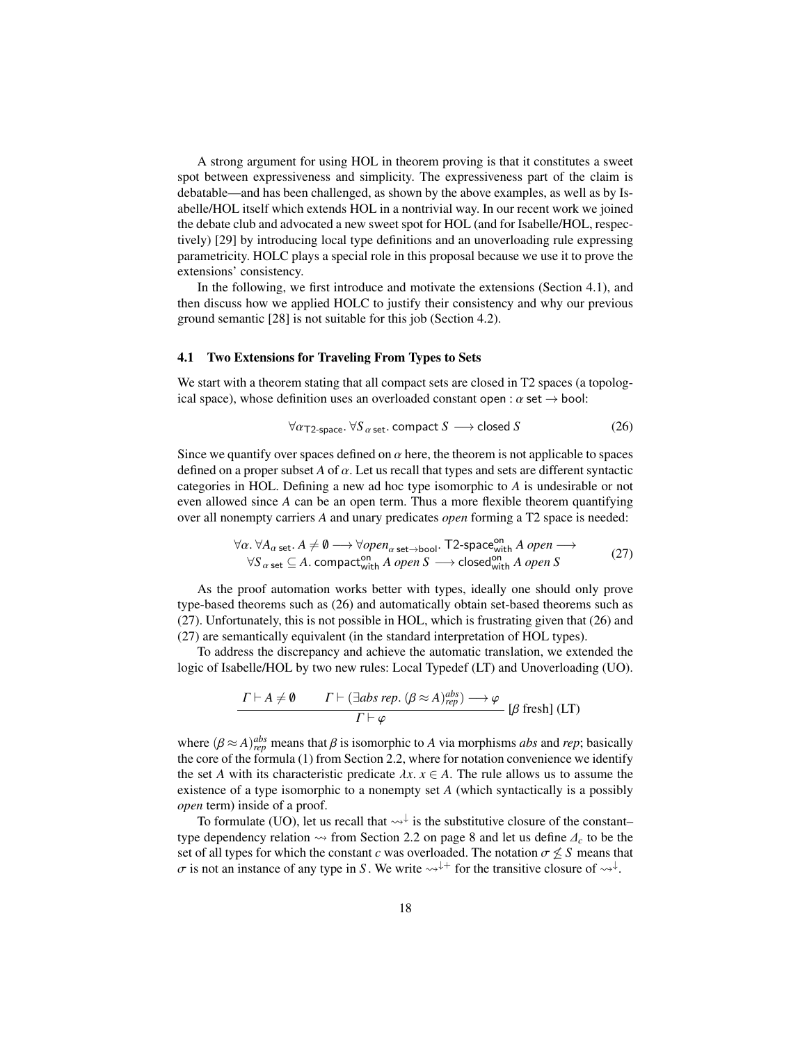A strong argument for using HOL in theorem proving is that it constitutes a sweet spot between expressiveness and simplicity. The expressiveness part of the claim is debatable—and has been challenged, as shown by the above examples, as well as by Isabelle/HOL itself which extends HOL in a nontrivial way. In our recent work we joined the debate club and advocated a new sweet spot for HOL (and for Isabelle/HOL, respectively) [29] by introducing local type definitions and an unoverloading rule expressing parametricity. HOLC plays a special role in this proposal because we use it to prove the extensions' consistency.

In the following, we first introduce and motivate the extensions (Section 4.1), and then discuss how we applied HOLC to justify their consistency and why our previous ground semantic [28] is not suitable for this job (Section 4.2).

### 4.1 Two Extensions for Traveling From Types to Sets

We start with a theorem stating that all compact sets are closed in T2 spaces (a topological space), whose definition uses an overloaded constant $\mathsf{open} : \alpha\ \mathsf{set} \to \mathsf{bool}$:

$$\forall \alpha_{\mathsf{T2\text{-}space}}.\ \forall S_{\alpha\ \mathsf{set}}.\ \mathsf{compact}\ S \longrightarrow \mathsf{closed}\ S \tag{26}$$

Since we quantify over spaces defined on $\alpha$ here, the theorem is not applicable to spaces defined on a proper subset $A$ of $\alpha$. Let us recall that types and sets are different syntactic categories in HOL. Defining a new ad hoc type isomorphic to $A$ is undesirable or not even allowed since $A$ can be an open term. Thus a more flexible theorem quantifying over all nonempty carriers $A$ and unary predicates *open* forming a T2 space is needed:

$$\begin{aligned}\forall \alpha.\ \forall A_{\alpha\ \mathsf{set}}.\ A \neq \emptyset \longrightarrow \forall \mathit{open}_{\alpha\ \mathsf{set} \to \mathsf{bool}}.\ \mathsf{T2\text{-}space}^{\mathsf{on}}_{\mathsf{with}}\ A\ \mathit{open} \longrightarrow \\ \forall S_{\alpha\ \mathsf{set}} \subseteq A.\ \mathsf{compact}^{\mathsf{on}}_{\mathsf{with}}\ A\ \mathit{open}\ S \longrightarrow \mathsf{closed}^{\mathsf{on}}_{\mathsf{with}}\ A\ \mathit{open}\ S\end{aligned} \tag{27}$$

As the proof automation works better with types, ideally one should only prove type-based theorems such as (26) and automatically obtain set-based theorems such as (27). Unfortunately, this is not possible in HOL, which is frustrating given that (26) and (27) are semantically equivalent (in the standard interpretation of HOL types).

To address the discrepancy and achieve the automatic translation, we extended the logic of Isabelle/HOL by two new rules: Local Typedef (LT) and Unoverloading (UO).

$$\frac{\Gamma \vdash A \neq \emptyset \qquad \Gamma \vdash (\exists \mathit{abs}\ \mathit{rep}.\ (\beta \approx A)^{\mathit{abs}}_{\mathit{rep}}) \longrightarrow \varphi}{\Gamma \vdash \varphi}\ [\beta \text{ fresh}]\ (\mathrm{LT})$$

where $(\beta \approx A)^{\mathit{abs}}_{\mathit{rep}}$ means that $\beta$ is isomorphic to $A$ via morphisms *abs* and *rep*; basically the core of the formula (1) from Section 2.2, where for notation convenience we identify the set $A$ with its characteristic predicate $\lambda x.\ x \in A$. The rule allows us to assume the existence of a type isomorphic to a nonempty set $A$ (which syntactically is a possibly *open* term) inside of a proof.

To formulate (UO), let us recall that $\rightsquigarrow^{\downarrow}$ is the substitutive closure of the constant–type dependency relation $\rightsquigarrow$ from Section 2.2 on page 8 and let us define $\Delta_c$ to be the set of all types for which the constant $c$ was overloaded. The notation $\sigma \not\leq S$ means that $\sigma$ is not an instance of any type in $S$. We write $\rightsquigarrow^{\downarrow +}$ for the transitive closure of $\rightsquigarrow^{\downarrow}$.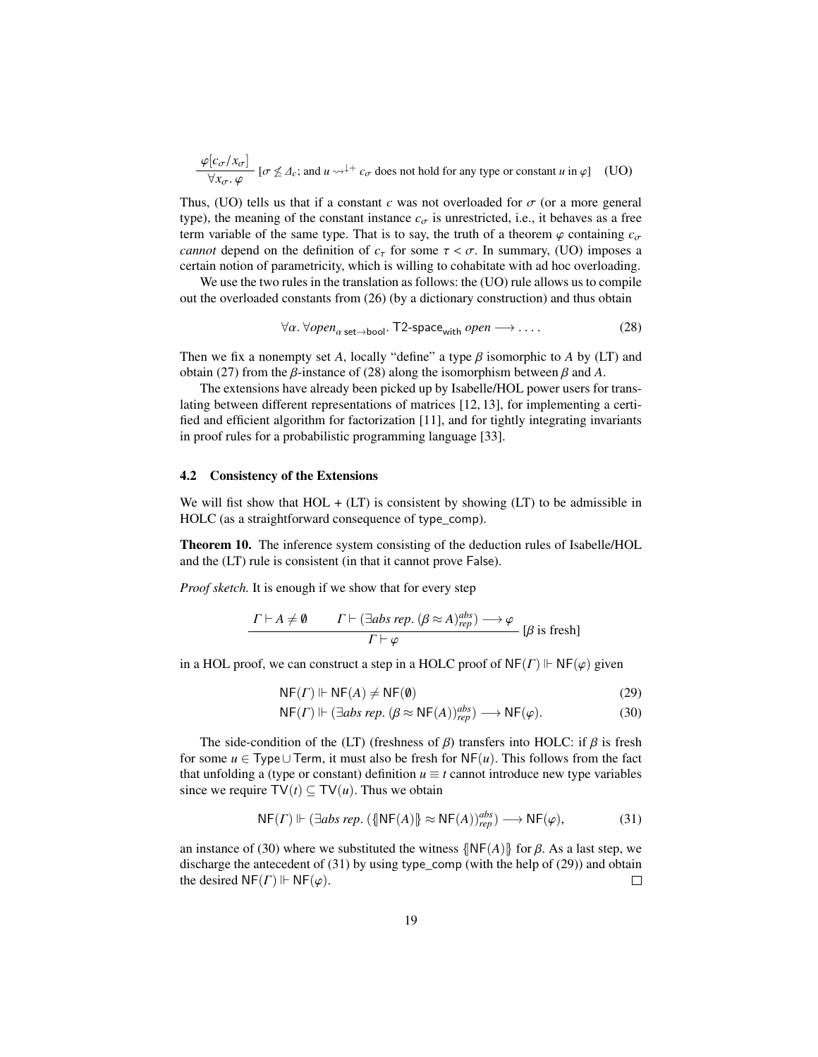$$\frac{\varphi[c_\sigma/x_\sigma]}{\forall x_\sigma.\ \varphi}\ [\sigma \not\leq \Delta_c\text{; and } u \rightsquigarrow^{\downarrow+} c_\sigma \text{ does not hold for any type or constant } u \text{ in } \varphi] \quad \text{(UO)}$$

Thus, (UO) tells us that if a constant $c$ was not overloaded for $\sigma$ (or a more general type), the meaning of the constant instance $c_\sigma$ is unrestricted, i.e., it behaves as a free term variable of the same type. That is to say, the truth of a theorem $\varphi$ containing $c_\sigma$ *cannot* depend on the definition of $c_\tau$ for some $\tau < \sigma$. In summary, (UO) imposes a certain notion of parametricity, which is willing to cohabitate with ad hoc overloading.

We use the two rules in the translation as follows: the (UO) rule allows us to compile out the overloaded constants from (26) (by a dictionary construction) and thus obtain

$$\forall \alpha.\ \forall open_{\alpha\ \mathsf{set} \to \mathsf{bool}}.\ \mathsf{T2\text{-}space}_{\mathsf{with}}\ open \longrightarrow \ldots. \tag{28}$$

Then we fix a nonempty set $A$, locally "define" a type $\beta$ isomorphic to $A$ by (LT) and obtain (27) from the $\beta$-instance of (28) along the isomorphism between $\beta$ and $A$.

The extensions have already been picked up by Isabelle/HOL power users for translating between different representations of matrices [12, 13], for implementing a certified and efficient algorithm for factorization [11], and for tightly integrating invariants in proof rules for a probabilistic programming language [33].

### 4.2 Consistency of the Extensions

We will fist show that HOL + (LT) is consistent by showing (LT) to be admissible in HOLC (as a straightforward consequence of type_comp).

**Theorem 10.** The inference system consisting of the deduction rules of Isabelle/HOL and the (LT) rule is consistent (in that it cannot prove False).

*Proof sketch.* It is enough if we show that for every step

$$\frac{\Gamma \vdash A \neq \emptyset \qquad \Gamma \vdash (\exists abs\ rep.\ (\beta \approx A)^{abs}_{rep}) \longrightarrow \varphi}{\Gamma \vdash \varphi}\ [\beta \text{ is fresh}]$$

in a HOL proof, we can construct a step in a HOLC proof of $\mathsf{NF}(\Gamma) \Vdash \mathsf{NF}(\varphi)$ given

$$\mathsf{NF}(\Gamma) \Vdash \mathsf{NF}(A) \neq \mathsf{NF}(\emptyset) \tag{29}$$

$$\mathsf{NF}(\Gamma) \Vdash (\exists abs\ rep.\ (\beta \approx \mathsf{NF}(A))^{abs}_{rep}) \longrightarrow \mathsf{NF}(\varphi). \tag{30}$$

The side-condition of the (LT) (freshness of $\beta$) transfers into HOLC: if $\beta$ is fresh for some $u \in \mathsf{Type} \cup \mathsf{Term}$, it must also be fresh for $\mathsf{NF}(u)$. This follows from the fact that unfolding a (type or constant) definition $u \equiv t$ cannot introduce new type variables since we require $\mathsf{TV}(t) \subseteq \mathsf{TV}(u)$. Thus we obtain

$$\mathsf{NF}(\Gamma) \Vdash (\exists abs\ rep.\ (\{\!|\mathsf{NF}(A)|\!\} \approx \mathsf{NF}(A))^{abs}_{rep}) \longrightarrow \mathsf{NF}(\varphi), \tag{31}$$

an instance of (30) where we substituted the witness $\{\!|\mathsf{NF}(A)|\!\}$ for $\beta$. As a last step, we discharge the antecedent of (31) by using type_comp (with the help of (29)) and obtain the desired $\mathsf{NF}(\Gamma) \Vdash \mathsf{NF}(\varphi)$. $\square$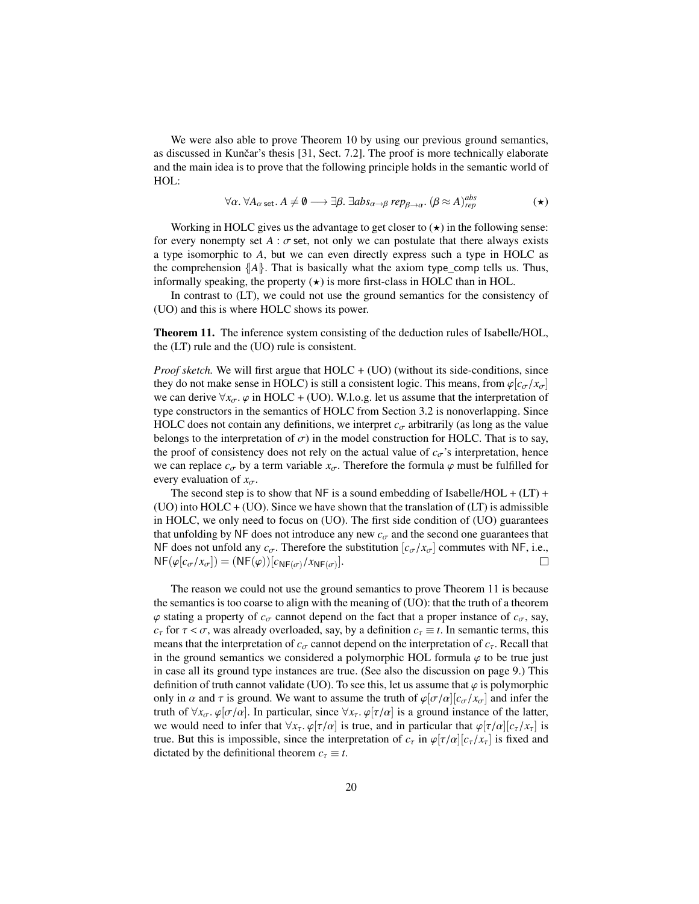We were also able to prove Theorem 10 by using our previous ground semantics, as discussed in Kunčar's thesis [31, Sect. 7.2]. The proof is more technically elaborate and the main idea is to prove that the following principle holds in the semantic world of HOL:

$$\forall \alpha.\, \forall A_{\alpha\ \mathsf{set}}.\, A \neq \emptyset \longrightarrow \exists \beta.\, \exists abs_{\alpha \to \beta}\, rep_{\beta \to \alpha}.\, (\beta \approx A)^{abs}_{rep} \tag{$\star$}$$

Working in HOLC gives us the advantage to get closer to ($\star$) in the following sense: for every nonempty set $A : \sigma\ \mathsf{set}$, not only we can postulate that there always exists a type isomorphic to $A$, but we can even directly express such a type in HOLC as the comprehension $\{\!|A|\!\}$. That is basically what the axiom type_comp tells us. Thus, informally speaking, the property ($\star$) is more first-class in HOLC than in HOL.

In contrast to (LT), we could not use the ground semantics for the consistency of (UO) and this is where HOLC shows its power.

**Theorem 11.** The inference system consisting of the deduction rules of Isabelle/HOL, the (LT) rule and the (UO) rule is consistent.

*Proof sketch.* We will first argue that HOLC + (UO) (without its side-conditions, since they do not make sense in HOLC) is still a consistent logic. This means, from $\varphi[c_\sigma/x_\sigma]$ we can derive $\forall x_\sigma.\, \varphi$ in HOLC + (UO). W.l.o.g. let us assume that the interpretation of type constructors in the semantics of HOLC from Section 3.2 is nonoverlapping. Since HOLC does not contain any definitions, we interpret $c_\sigma$ arbitrarily (as long as the value belongs to the interpretation of $\sigma$) in the model construction for HOLC. That is to say, the proof of consistency does not rely on the actual value of $c_\sigma$'s interpretation, hence we can replace $c_\sigma$ by a term variable $x_\sigma$. Therefore the formula $\varphi$ must be fulfilled for every evaluation of $x_\sigma$.

The second step is to show that NF is a sound embedding of Isabelle/HOL + (LT) + (UO) into HOLC + (UO). Since we have shown that the translation of (LT) is admissible in HOLC, we only need to focus on (UO). The first side condition of (UO) guarantees that unfolding by NF does not introduce any new $c_\sigma$ and the second one guarantees that NF does not unfold any $c_\sigma$. Therefore the substitution $[c_\sigma/x_\sigma]$ commutes with NF, i.e., $\mathsf{NF}(\varphi[c_\sigma/x_\sigma]) = (\mathsf{NF}(\varphi))[c_{\mathsf{NF}(\sigma)}/x_{\mathsf{NF}(\sigma)}]$. □

The reason we could not use the ground semantics to prove Theorem 11 is because the semantics is too coarse to align with the meaning of (UO): that the truth of a theorem $\varphi$ stating a property of $c_\sigma$ cannot depend on the fact that a proper instance of $c_\sigma$, say, $c_\tau$ for $\tau < \sigma$, was already overloaded, say, by a definition $c_\tau \equiv t$. In semantic terms, this means that the interpretation of $c_\sigma$ cannot depend on the interpretation of $c_\tau$. Recall that in the ground semantics we considered a polymorphic HOL formula $\varphi$ to be true just in case all its ground type instances are true. (See also the discussion on page 9.) This definition of truth cannot validate (UO). To see this, let us assume that $\varphi$ is polymorphic only in $\alpha$ and $\tau$ is ground. We want to assume the truth of $\varphi[\sigma/\alpha][c_\sigma/x_\sigma]$ and infer the truth of $\forall x_\sigma.\, \varphi[\sigma/\alpha]$. In particular, since $\forall x_\tau.\, \varphi[\tau/\alpha]$ is a ground instance of the latter, we would need to infer that $\forall x_\tau.\, \varphi[\tau/\alpha]$ is true, and in particular that $\varphi[\tau/\alpha][c_\tau/x_\tau]$ is true. But this is impossible, since the interpretation of $c_\tau$ in $\varphi[\tau/\alpha][c_\tau/x_\tau]$ is fixed and dictated by the definitional theorem $c_\tau \equiv t$.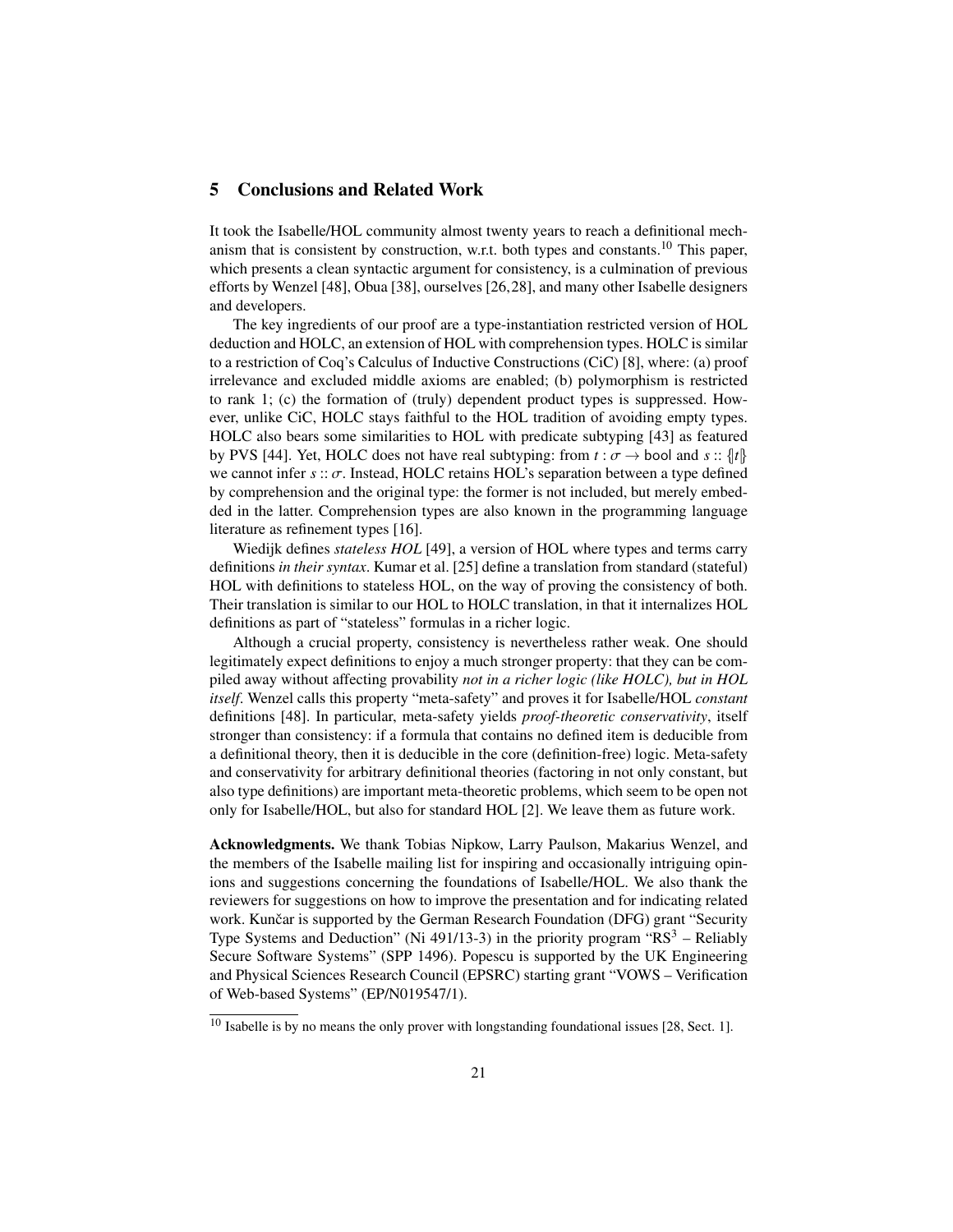## 5 Conclusions and Related Work

It took the Isabelle/HOL community almost twenty years to reach a definitional mechanism that is consistent by construction, w.r.t. both types and constants.[10] This paper, which presents a clean syntactic argument for consistency, is a culmination of previous efforts by Wenzel [48], Obua [38], ourselves [26,28], and many other Isabelle designers and developers.

The key ingredients of our proof are a type-instantiation restricted version of HOL deduction and HOLC, an extension of HOL with comprehension types. HOLC is similar to a restriction of Coq's Calculus of Inductive Constructions (CiC) [8], where: (a) proof irrelevance and excluded middle axioms are enabled; (b) polymorphism is restricted to rank 1; (c) the formation of (truly) dependent product types is suppressed. However, unlike CiC, HOLC stays faithful to the HOL tradition of avoiding empty types. HOLC also bears some similarities to HOL with predicate subtyping [43] as featured by PVS [44]. Yet, HOLC does not have real subtyping: from $t : \sigma \rightarrow \mathsf{bool}$ and $s :: \{\!|t|\!\}$ we cannot infer $s :: \sigma$. Instead, HOLC retains HOL's separation between a type defined by comprehension and the original type: the former is not included, but merely embedded in the latter. Comprehension types are also known in the programming language literature as refinement types [16].

Wiedijk defines *stateless HOL* [49], a version of HOL where types and terms carry definitions *in their syntax*. Kumar et al. [25] define a translation from standard (stateful) HOL with definitions to stateless HOL, on the way of proving the consistency of both. Their translation is similar to our HOL to HOLC translation, in that it internalizes HOL definitions as part of "stateless" formulas in a richer logic.

Although a crucial property, consistency is nevertheless rather weak. One should legitimately expect definitions to enjoy a much stronger property: that they can be compiled away without affecting provability *not in a richer logic (like HOLC), but in HOL itself*. Wenzel calls this property "meta-safety" and proves it for Isabelle/HOL *constant* definitions [48]. In particular, meta-safety yields *proof-theoretic conservativity*, itself stronger than consistency: if a formula that contains no defined item is deducible from a definitional theory, then it is deducible in the core (definition-free) logic. Meta-safety and conservativity for arbitrary definitional theories (factoring in not only constant, but also type definitions) are important meta-theoretic problems, which seem to be open not only for Isabelle/HOL, but also for standard HOL [2]. We leave them as future work.

**Acknowledgments.** We thank Tobias Nipkow, Larry Paulson, Makarius Wenzel, and the members of the Isabelle mailing list for inspiring and occasionally intriguing opinions and suggestions concerning the foundations of Isabelle/HOL. We also thank the reviewers for suggestions on how to improve the presentation and for indicating related work. Kunčar is supported by the German Research Foundation (DFG) grant "Security Type Systems and Deduction" (Ni 491/13-3) in the priority program "$RS^3$ – Reliably Secure Software Systems" (SPP 1496). Popescu is supported by the UK Engineering and Physical Sciences Research Council (EPSRC) starting grant "VOWS – Verification of Web-based Systems" (EP/N019547/1).

[10] Isabelle is by no means the only prover with longstanding foundational issues [28, Sect. 1].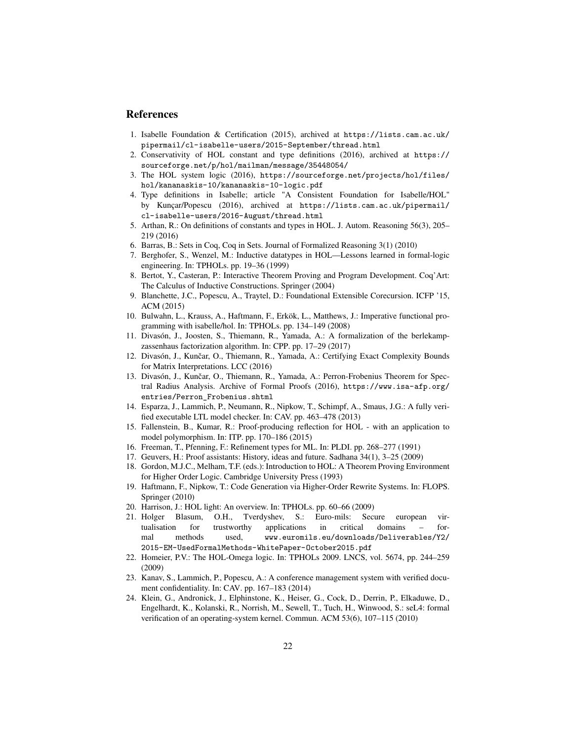## References

1. Isabelle Foundation & Certification (2015), archived at https://lists.cam.ac.uk/pipermail/cl-isabelle-users/2015-September/thread.html
2. Conservativity of HOL constant and type definitions (2016), archived at https://sourceforge.net/p/hol/mailman/message/35448054/
3. The HOL system logic (2016), https://sourceforge.net/projects/hol/files/hol/kananaskis-10/kananaskis-10-logic.pdf
4. Type definitions in Isabelle; article "A Consistent Foundation for Isabelle/HOL" by Kunçar/Popescu (2016), archived at https://lists.cam.ac.uk/pipermail/cl-isabelle-users/2016-August/thread.html
5. Arthan, R.: On definitions of constants and types in HOL. J. Autom. Reasoning 56(3), 205–219 (2016)
6. Barras, B.: Sets in Coq, Coq in Sets. Journal of Formalized Reasoning 3(1) (2010)
7. Berghofer, S., Wenzel, M.: Inductive datatypes in HOL—Lessons learned in formal-logic engineering. In: TPHOLs. pp. 19–36 (1999)
8. Bertot, Y., Casteran, P.: Interactive Theorem Proving and Program Development. Coq'Art: The Calculus of Inductive Constructions. Springer (2004)
9. Blanchette, J.C., Popescu, A., Traytel, D.: Foundational Extensible Corecursion. ICFP '15, ACM (2015)
10. Bulwahn, L., Krauss, A., Haftmann, F., Erkök, L., Matthews, J.: Imperative functional programming with isabelle/hol. In: TPHOLs. pp. 134–149 (2008)
11. Divasón, J., Joosten, S., Thiemann, R., Yamada, A.: A formalization of the berlekamp-zassenhaus factorization algorithm. In: CPP. pp. 17–29 (2017)
12. Divasón, J., Kunčar, O., Thiemann, R., Yamada, A.: Certifying Exact Complexity Bounds for Matrix Interpretations. LCC (2016)
13. Divasón, J., Kunčar, O., Thiemann, R., Yamada, A.: Perron-Frobenius Theorem for Spectral Radius Analysis. Archive of Formal Proofs (2016), https://www.isa-afp.org/entries/Perron_Frobenius.shtml
14. Esparza, J., Lammich, P., Neumann, R., Nipkow, T., Schimpf, A., Smaus, J.G.: A fully verified executable LTL model checker. In: CAV. pp. 463–478 (2013)
15. Fallenstein, B., Kumar, R.: Proof-producing reflection for HOL - with an application to model polymorphism. In: ITP. pp. 170–186 (2015)
16. Freeman, T., Pfenning, F.: Refinement types for ML. In: PLDI. pp. 268–277 (1991)
17. Geuvers, H.: Proof assistants: History, ideas and future. Sadhana 34(1), 3–25 (2009)
18. Gordon, M.J.C., Melham, T.F. (eds.): Introduction to HOL: A Theorem Proving Environment for Higher Order Logic. Cambridge University Press (1993)
19. Haftmann, F., Nipkow, T.: Code Generation via Higher-Order Rewrite Systems. In: FLOPS. Springer (2010)
20. Harrison, J.: HOL light: An overview. In: TPHOLs. pp. 60–66 (2009)
21. Holger Blasum, O.H., Tverdyshev, S.: Euro-mils: Secure european virtualisation for trustworthy applications in critical domains – formal methods used, www.euromils.eu/downloads/Deliverables/Y2/2015-EM-UsedFormalMethods-WhitePaper-October2015.pdf
22. Homeier, P.V.: The HOL-Omega logic. In: TPHOLs 2009. LNCS, vol. 5674, pp. 244–259 (2009)
23. Kanav, S., Lammich, P., Popescu, A.: A conference management system with verified document confidentiality. In: CAV. pp. 167–183 (2014)
24. Klein, G., Andronick, J., Elphinstone, K., Heiser, G., Cock, D., Derrin, P., Elkaduwe, D., Engelhardt, K., Kolanski, R., Norrish, M., Sewell, T., Tuch, H., Winwood, S.: seL4: formal verification of an operating-system kernel. Commun. ACM 53(6), 107–115 (2010)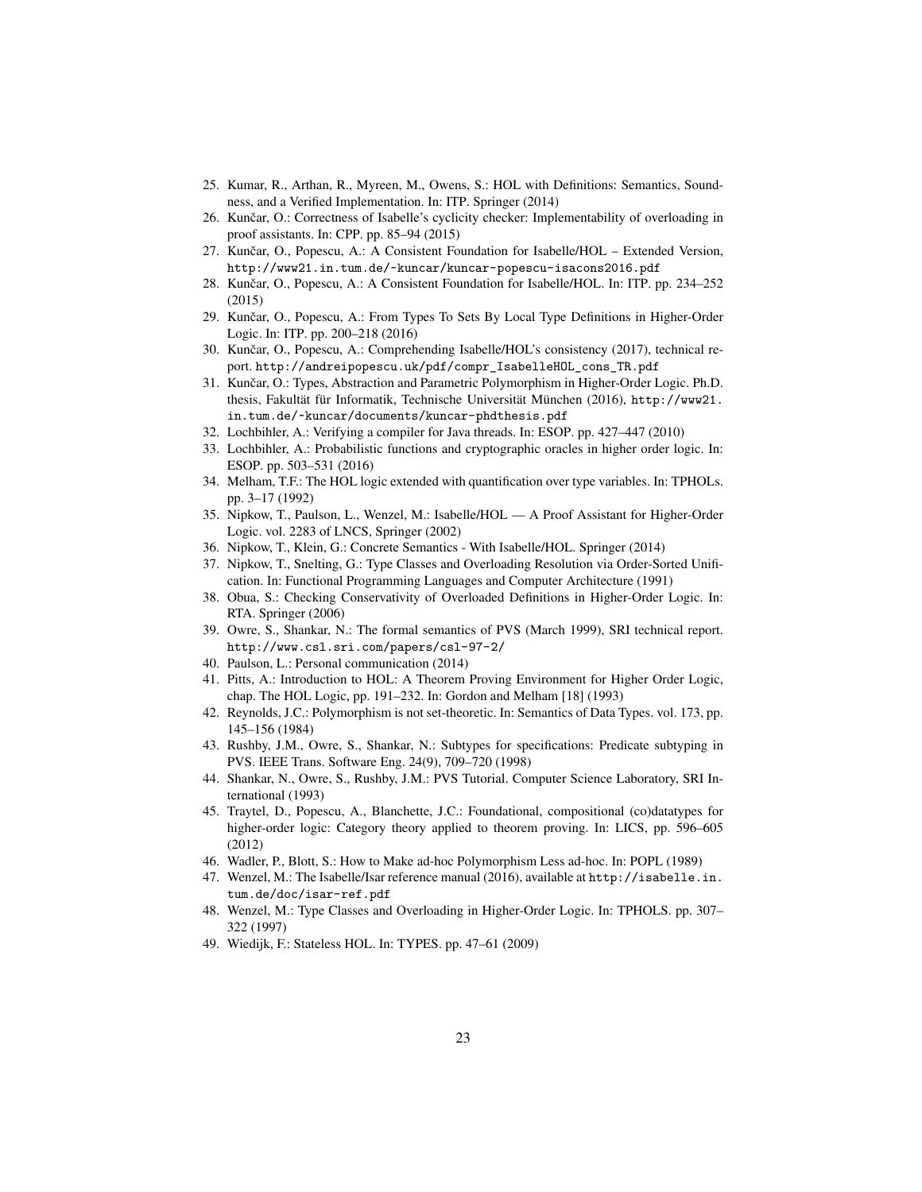25. Kumar, R., Arthan, R., Myreen, M., Owens, S.: HOL with Definitions: Semantics, Soundness, and a Verified Implementation. In: ITP. Springer (2014)
26. Kunčar, O.: Correctness of Isabelle's cyclicity checker: Implementability of overloading in proof assistants. In: CPP. pp. 85–94 (2015)
27. Kunčar, O., Popescu, A.: A Consistent Foundation for Isabelle/HOL – Extended Version, `http://www21.in.tum.de/~kuncar/kuncar-popescu-isacons2016.pdf`
28. Kunčar, O., Popescu, A.: A Consistent Foundation for Isabelle/HOL. In: ITP. pp. 234–252 (2015)
29. Kunčar, O., Popescu, A.: From Types To Sets By Local Type Definitions in Higher-Order Logic. In: ITP. pp. 200–218 (2016)
30. Kunčar, O., Popescu, A.: Comprehending Isabelle/HOL's consistency (2017), technical report. `http://andreipopescu.uk/pdf/compr_IsabelleHOL_cons_TR.pdf`
31. Kunčar, O.: Types, Abstraction and Parametric Polymorphism in Higher-Order Logic. Ph.D. thesis, Fakultät für Informatik, Technische Universität München (2016), `http://www21.in.tum.de/~kuncar/documents/kuncar-phdthesis.pdf`
32. Lochbihler, A.: Verifying a compiler for Java threads. In: ESOP. pp. 427–447 (2010)
33. Lochbihler, A.: Probabilistic functions and cryptographic oracles in higher order logic. In: ESOP. pp. 503–531 (2016)
34. Melham, T.F.: The HOL logic extended with quantification over type variables. In: TPHOLs. pp. 3–17 (1992)
35. Nipkow, T., Paulson, L., Wenzel, M.: Isabelle/HOL — A Proof Assistant for Higher-Order Logic. vol. 2283 of LNCS, Springer (2002)
36. Nipkow, T., Klein, G.: Concrete Semantics - With Isabelle/HOL. Springer (2014)
37. Nipkow, T., Snelting, G.: Type Classes and Overloading Resolution via Order-Sorted Unification. In: Functional Programming Languages and Computer Architecture (1991)
38. Obua, S.: Checking Conservativity of Overloaded Definitions in Higher-Order Logic. In: RTA. Springer (2006)
39. Owre, S., Shankar, N.: The formal semantics of PVS (March 1999), SRI technical report. `http://www.csl.sri.com/papers/csl-97-2/`
40. Paulson, L.: Personal communication (2014)
41. Pitts, A.: Introduction to HOL: A Theorem Proving Environment for Higher Order Logic, chap. The HOL Logic, pp. 191–232. In: Gordon and Melham [18] (1993)
42. Reynolds, J.C.: Polymorphism is not set-theoretic. In: Semantics of Data Types. vol. 173, pp. 145–156 (1984)
43. Rushby, J.M., Owre, S., Shankar, N.: Subtypes for specifications: Predicate subtyping in PVS. IEEE Trans. Software Eng. 24(9), 709–720 (1998)
44. Shankar, N., Owre, S., Rushby, J.M.: PVS Tutorial. Computer Science Laboratory, SRI International (1993)
45. Traytel, D., Popescu, A., Blanchette, J.C.: Foundational, compositional (co)datatypes for higher-order logic: Category theory applied to theorem proving. In: LICS, pp. 596–605 (2012)
46. Wadler, P., Blott, S.: How to Make ad-hoc Polymorphism Less ad-hoc. In: POPL (1989)
47. Wenzel, M.: The Isabelle/Isar reference manual (2016), available at `http://isabelle.in.tum.de/doc/isar-ref.pdf`
48. Wenzel, M.: Type Classes and Overloading in Higher-Order Logic. In: TPHOLS. pp. 307–322 (1997)
49. Wiedijk, F.: Stateless HOL. In: TYPES. pp. 47–61 (2009)